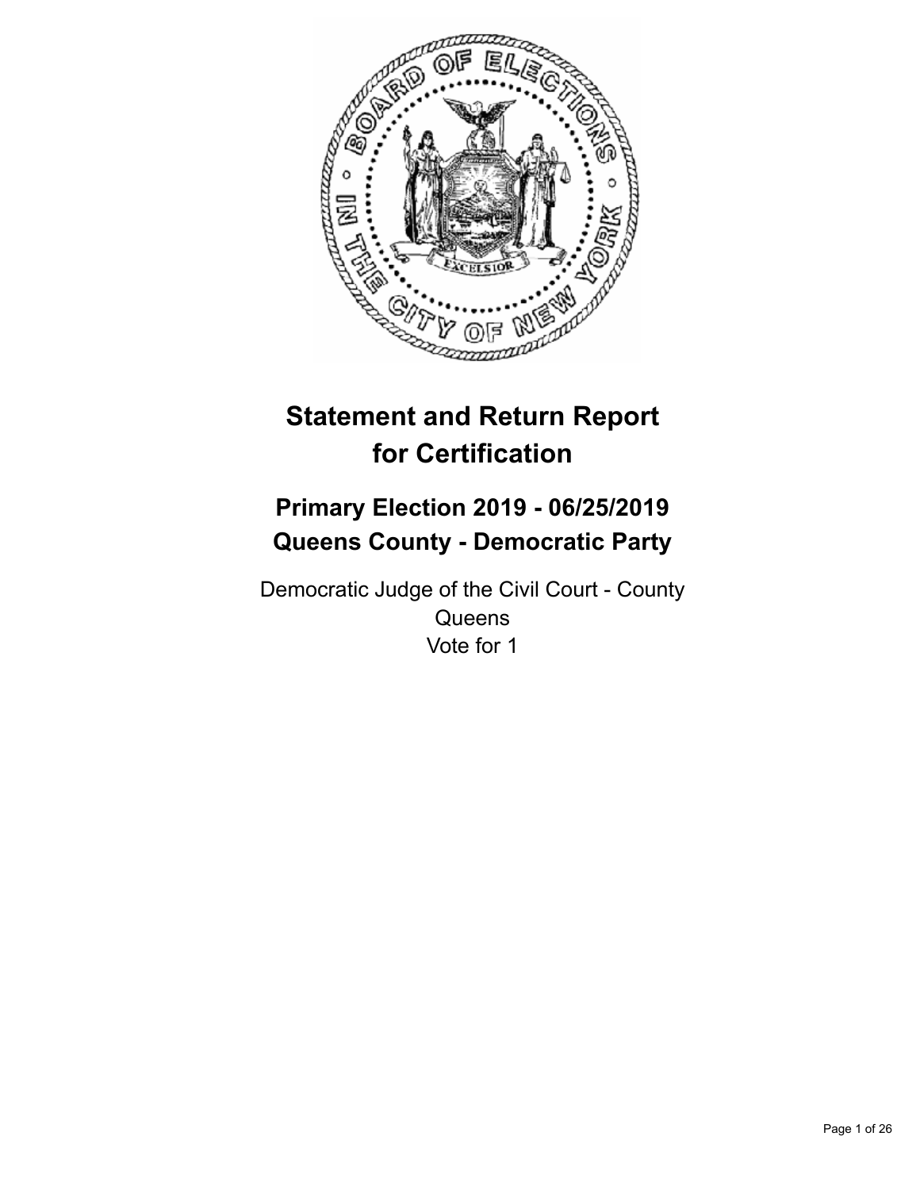# Statement and Return Report for Certification

## Primary Election 2019 - 06/25/2019
## Queens County - Democratic Party

Democratic Judge of the Civil Court - County
Queens
Vote for 1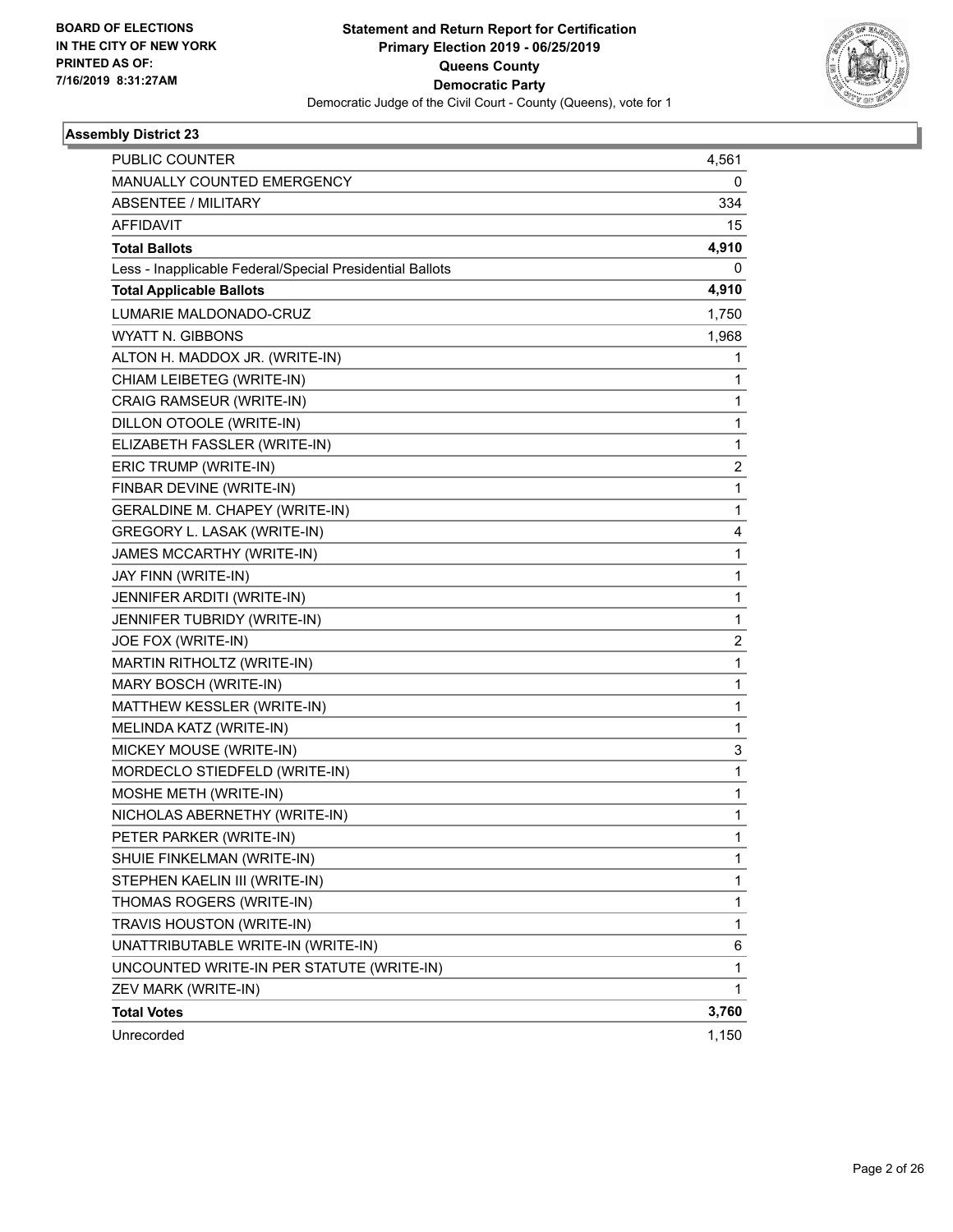BOARD OF ELECTIONS
IN THE CITY OF NEW YORK
PRINTED AS OF:
7/16/2019 8:31:27AM

**Statement and Return Report for Certification**
**Primary Election 2019 - 06/25/2019**
**Queens County**
**Democratic Party**
Democratic Judge of the Civil Court - County (Queens), vote for 1

### Assembly District 23

| | |
|---|---|
| PUBLIC COUNTER | 4,561 |
| MANUALLY COUNTED EMERGENCY | 0 |
| ABSENTEE / MILITARY | 334 |
| AFFIDAVIT | 15 |
| **Total Ballots** | **4,910** |
| Less - Inapplicable Federal/Special Presidential Ballots | 0 |
| **Total Applicable Ballots** | **4,910** |
| LUMARIE MALDONADO-CRUZ | 1,750 |
| WYATT N. GIBBONS | 1,968 |
| ALTON H. MADDOX JR. (WRITE-IN) | 1 |
| CHIAM LEIBETEG (WRITE-IN) | 1 |
| CRAIG RAMSEUR (WRITE-IN) | 1 |
| DILLON OTOOLE (WRITE-IN) | 1 |
| ELIZABETH FASSLER (WRITE-IN) | 1 |
| ERIC TRUMP (WRITE-IN) | 2 |
| FINBAR DEVINE (WRITE-IN) | 1 |
| GERALDINE M. CHAPEY (WRITE-IN) | 1 |
| GREGORY L. LASAK (WRITE-IN) | 4 |
| JAMES MCCARTHY (WRITE-IN) | 1 |
| JAY FINN (WRITE-IN) | 1 |
| JENNIFER ARDITI (WRITE-IN) | 1 |
| JENNIFER TUBRIDY (WRITE-IN) | 1 |
| JOE FOX (WRITE-IN) | 2 |
| MARTIN RITHOLTZ (WRITE-IN) | 1 |
| MARY BOSCH (WRITE-IN) | 1 |
| MATTHEW KESSLER (WRITE-IN) | 1 |
| MELINDA KATZ (WRITE-IN) | 1 |
| MICKEY MOUSE (WRITE-IN) | 3 |
| MORDECLO STIEDFELD (WRITE-IN) | 1 |
| MOSHE METH (WRITE-IN) | 1 |
| NICHOLAS ABERNETHY (WRITE-IN) | 1 |
| PETER PARKER (WRITE-IN) | 1 |
| SHUIE FINKELMAN (WRITE-IN) | 1 |
| STEPHEN KAELIN III (WRITE-IN) | 1 |
| THOMAS ROGERS (WRITE-IN) | 1 |
| TRAVIS HOUSTON (WRITE-IN) | 1 |
| UNATTRIBUTABLE WRITE-IN (WRITE-IN) | 6 |
| UNCOUNTED WRITE-IN PER STATUTE (WRITE-IN) | 1 |
| ZEV MARK (WRITE-IN) | 1 |
| **Total Votes** | **3,760** |
| Unrecorded | 1,150 |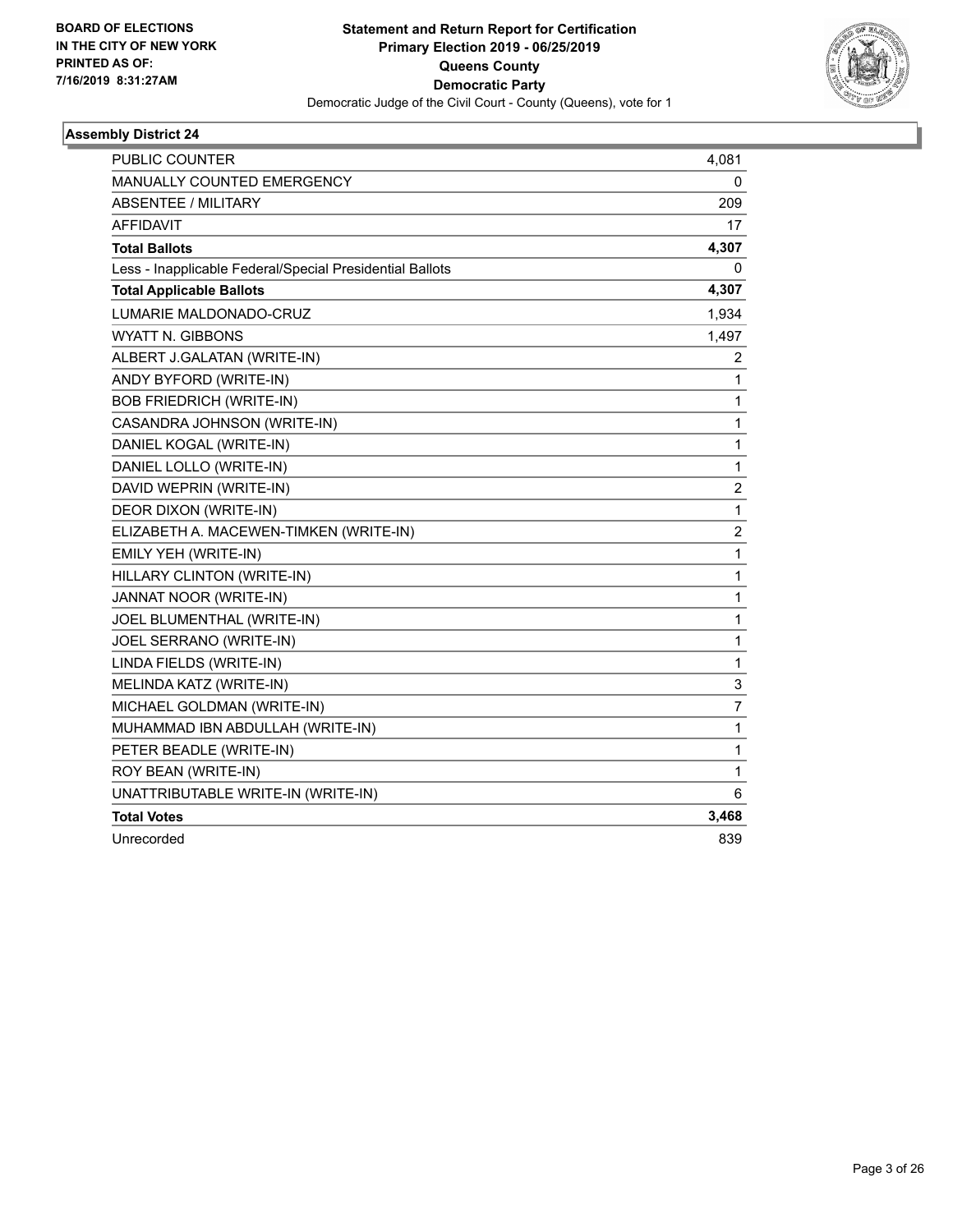BOARD OF ELECTIONS
IN THE CITY OF NEW YORK
PRINTED AS OF:
7/16/2019 8:31:27AM

**Statement and Return Report for Certification**
**Primary Election 2019 - 06/25/2019**
**Queens County**
**Democratic Party**
Democratic Judge of the Civil Court - County (Queens), vote for 1

### Assembly District 24

| | |
|---|---|
| PUBLIC COUNTER | 4,081 |
| MANUALLY COUNTED EMERGENCY | 0 |
| ABSENTEE / MILITARY | 209 |
| AFFIDAVIT | 17 |
| **Total Ballots** | **4,307** |
| Less - Inapplicable Federal/Special Presidential Ballots | 0 |
| **Total Applicable Ballots** | **4,307** |
| LUMARIE MALDONADO-CRUZ | 1,934 |
| WYATT N. GIBBONS | 1,497 |
| ALBERT J.GALATAN (WRITE-IN) | 2 |
| ANDY BYFORD (WRITE-IN) | 1 |
| BOB FRIEDRICH (WRITE-IN) | 1 |
| CASANDRA JOHNSON (WRITE-IN) | 1 |
| DANIEL KOGAL (WRITE-IN) | 1 |
| DANIEL LOLLO (WRITE-IN) | 1 |
| DAVID WEPRIN (WRITE-IN) | 2 |
| DEOR DIXON (WRITE-IN) | 1 |
| ELIZABETH A. MACEWEN-TIMKEN (WRITE-IN) | 2 |
| EMILY YEH (WRITE-IN) | 1 |
| HILLARY CLINTON (WRITE-IN) | 1 |
| JANNAT NOOR (WRITE-IN) | 1 |
| JOEL BLUMENTHAL (WRITE-IN) | 1 |
| JOEL SERRANO (WRITE-IN) | 1 |
| LINDA FIELDS (WRITE-IN) | 1 |
| MELINDA KATZ (WRITE-IN) | 3 |
| MICHAEL GOLDMAN (WRITE-IN) | 7 |
| MUHAMMAD IBN ABDULLAH (WRITE-IN) | 1 |
| PETER BEADLE (WRITE-IN) | 1 |
| ROY BEAN (WRITE-IN) | 1 |
| UNATTRIBUTABLE WRITE-IN (WRITE-IN) | 6 |
| **Total Votes** | **3,468** |
| Unrecorded | 839 |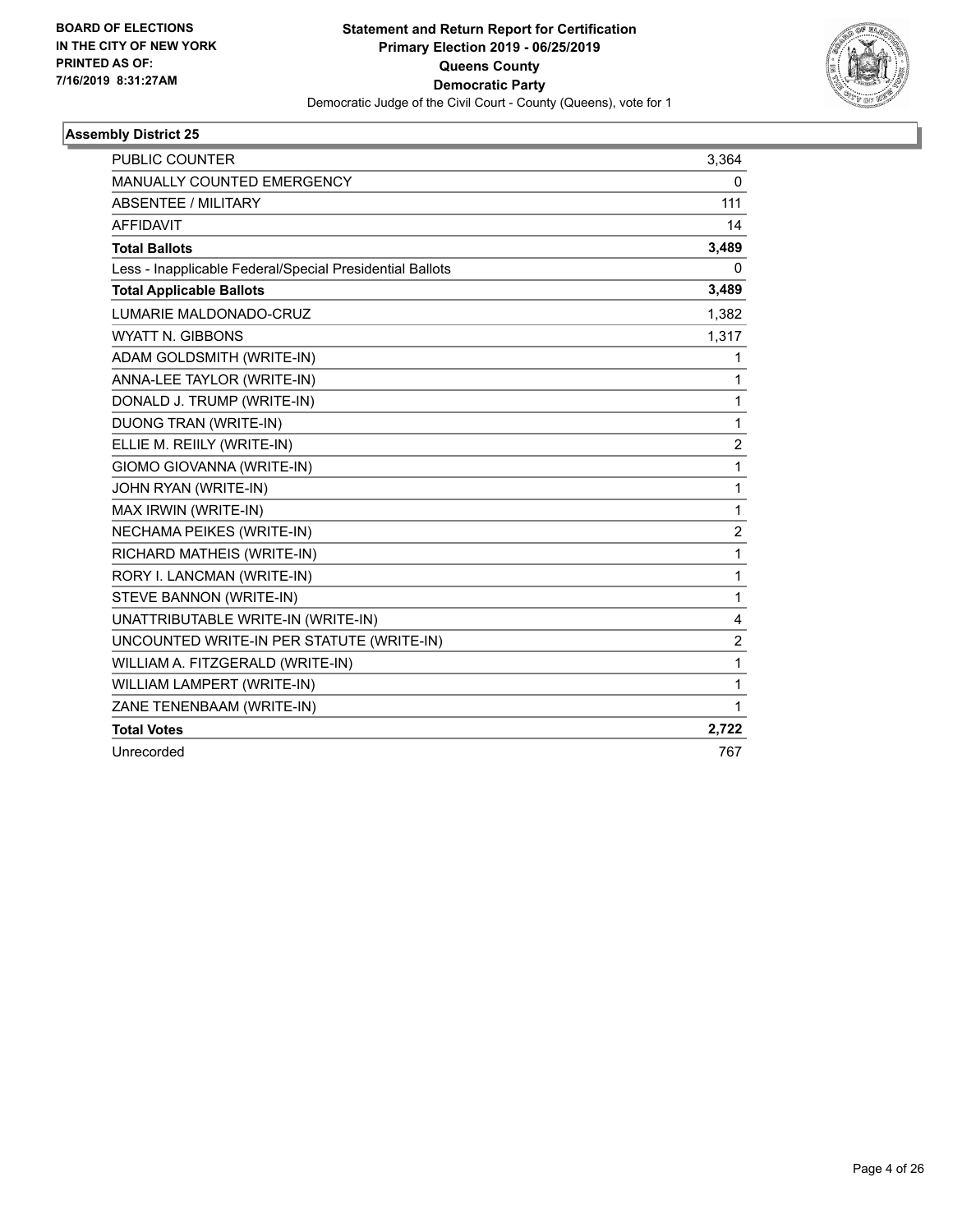BOARD OF ELECTIONS
IN THE CITY OF NEW YORK
PRINTED AS OF:
7/16/2019 8:31:27AM

**Statement and Return Report for Certification**
**Primary Election 2019 - 06/25/2019**
**Queens County**
**Democratic Party**
Democratic Judge of the Civil Court - County (Queens), vote for 1

## Assembly District 25

| | |
|---|---|
| PUBLIC COUNTER | 3,364 |
| MANUALLY COUNTED EMERGENCY | 0 |
| ABSENTEE / MILITARY | 111 |
| AFFIDAVIT | 14 |
| **Total Ballots** | **3,489** |
| Less - Inapplicable Federal/Special Presidential Ballots | 0 |
| **Total Applicable Ballots** | **3,489** |
| LUMARIE MALDONADO-CRUZ | 1,382 |
| WYATT N. GIBBONS | 1,317 |
| ADAM GOLDSMITH (WRITE-IN) | 1 |
| ANNA-LEE TAYLOR (WRITE-IN) | 1 |
| DONALD J. TRUMP (WRITE-IN) | 1 |
| DUONG TRAN (WRITE-IN) | 1 |
| ELLIE M. REIILY (WRITE-IN) | 2 |
| GIOMO GIOVANNA (WRITE-IN) | 1 |
| JOHN RYAN (WRITE-IN) | 1 |
| MAX IRWIN (WRITE-IN) | 1 |
| NECHAMA PEIKES (WRITE-IN) | 2 |
| RICHARD MATHEIS (WRITE-IN) | 1 |
| RORY I. LANCMAN (WRITE-IN) | 1 |
| STEVE BANNON (WRITE-IN) | 1 |
| UNATTRIBUTABLE WRITE-IN (WRITE-IN) | 4 |
| UNCOUNTED WRITE-IN PER STATUTE (WRITE-IN) | 2 |
| WILLIAM A. FITZGERALD (WRITE-IN) | 1 |
| WILLIAM LAMPERT (WRITE-IN) | 1 |
| ZANE TENENBAAM (WRITE-IN) | 1 |
| **Total Votes** | **2,722** |
| Unrecorded | 767 |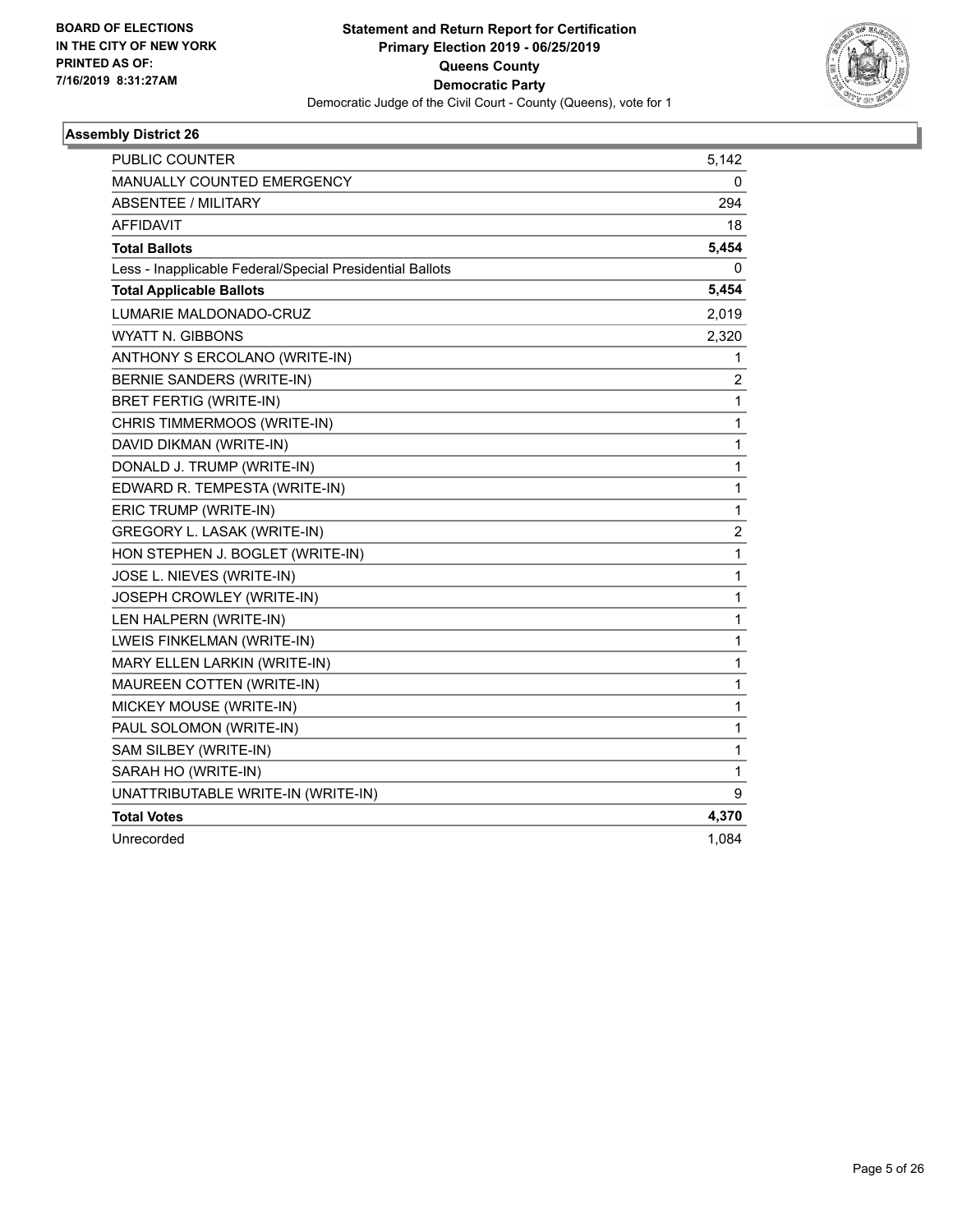BOARD OF ELECTIONS
IN THE CITY OF NEW YORK
PRINTED AS OF:
7/16/2019 8:31:27AM

**Statement and Return Report for Certification**
**Primary Election 2019 - 06/25/2019**
**Queens County**
**Democratic Party**
Democratic Judge of the Civil Court - County (Queens), vote for 1

### Assembly District 26

| | |
|---|---|
| PUBLIC COUNTER | 5,142 |
| MANUALLY COUNTED EMERGENCY | 0 |
| ABSENTEE / MILITARY | 294 |
| AFFIDAVIT | 18 |
| **Total Ballots** | **5,454** |
| Less - Inapplicable Federal/Special Presidential Ballots | 0 |
| **Total Applicable Ballots** | **5,454** |
| LUMARIE MALDONADO-CRUZ | 2,019 |
| WYATT N. GIBBONS | 2,320 |
| ANTHONY S ERCOLANO (WRITE-IN) | 1 |
| BERNIE SANDERS (WRITE-IN) | 2 |
| BRET FERTIG (WRITE-IN) | 1 |
| CHRIS TIMMERMOOS (WRITE-IN) | 1 |
| DAVID DIKMAN (WRITE-IN) | 1 |
| DONALD J. TRUMP (WRITE-IN) | 1 |
| EDWARD R. TEMPESTA (WRITE-IN) | 1 |
| ERIC TRUMP (WRITE-IN) | 1 |
| GREGORY L. LASAK (WRITE-IN) | 2 |
| HON STEPHEN J. BOGLET (WRITE-IN) | 1 |
| JOSE L. NIEVES (WRITE-IN) | 1 |
| JOSEPH CROWLEY (WRITE-IN) | 1 |
| LEN HALPERN (WRITE-IN) | 1 |
| LWEIS FINKELMAN (WRITE-IN) | 1 |
| MARY ELLEN LARKIN (WRITE-IN) | 1 |
| MAUREEN COTTEN (WRITE-IN) | 1 |
| MICKEY MOUSE (WRITE-IN) | 1 |
| PAUL SOLOMON (WRITE-IN) | 1 |
| SAM SILBEY (WRITE-IN) | 1 |
| SARAH HO (WRITE-IN) | 1 |
| UNATTRIBUTABLE WRITE-IN (WRITE-IN) | 9 |
| **Total Votes** | **4,370** |
| Unrecorded | 1,084 |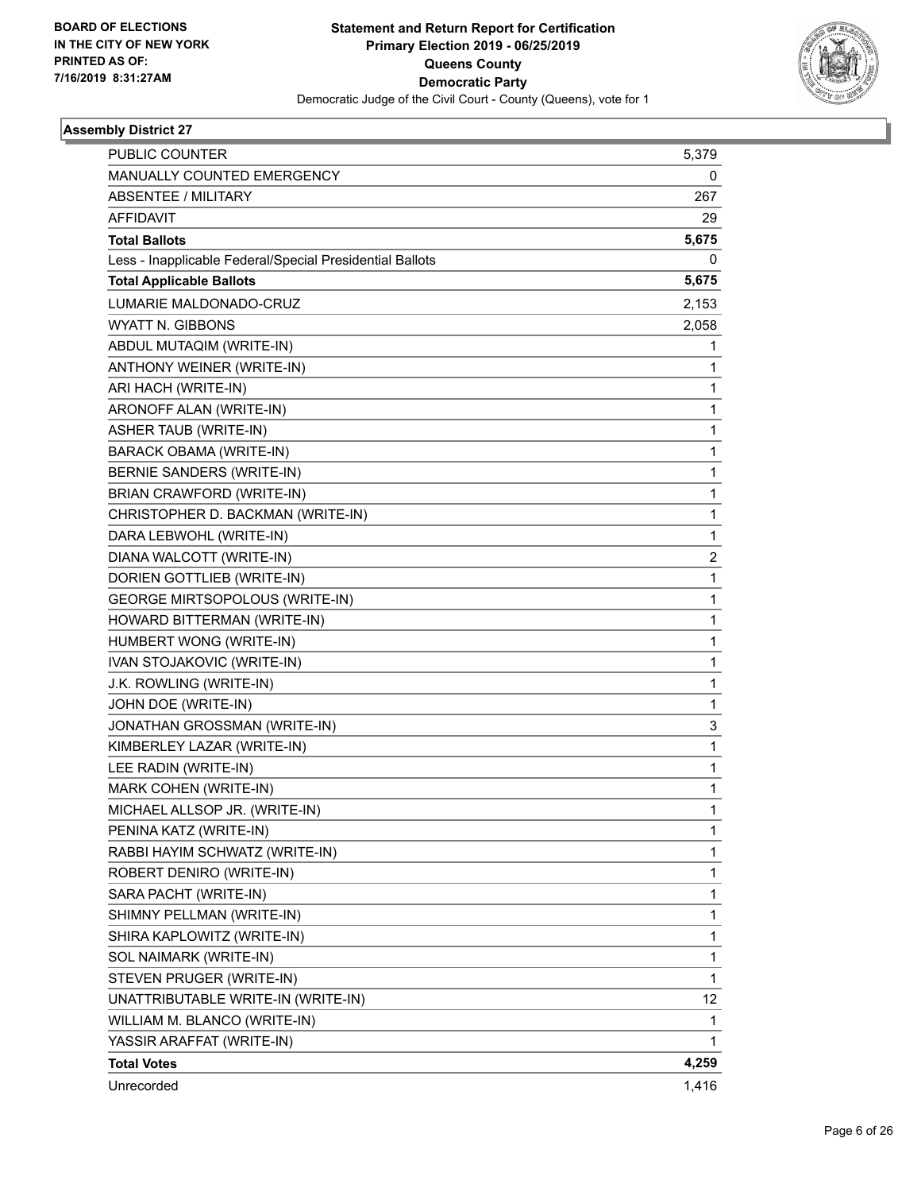**BOARD OF ELECTIONS IN THE CITY OF NEW YORK PRINTED AS OF: 7/16/2019 8:31:27AM**

# Statement and Return Report for Certification
## Primary Election 2019 - 06/25/2019
## Queens County
## Democratic Party
### Democratic Judge of the Civil Court - County (Queens), vote for 1

**Assembly District 27**

| | |
|---|---|
| PUBLIC COUNTER | 5,379 |
| MANUALLY COUNTED EMERGENCY | 0 |
| ABSENTEE / MILITARY | 267 |
| AFFIDAVIT | 29 |
| **Total Ballots** | **5,675** |
| Less - Inapplicable Federal/Special Presidential Ballots | 0 |
| **Total Applicable Ballots** | **5,675** |
| LUMARIE MALDONADO-CRUZ | 2,153 |
| WYATT N. GIBBONS | 2,058 |
| ABDUL MUTAQIM (WRITE-IN) | 1 |
| ANTHONY WEINER (WRITE-IN) | 1 |
| ARI HACH (WRITE-IN) | 1 |
| ARONOFF ALAN (WRITE-IN) | 1 |
| ASHER TAUB (WRITE-IN) | 1 |
| BARACK OBAMA (WRITE-IN) | 1 |
| BERNIE SANDERS (WRITE-IN) | 1 |
| BRIAN CRAWFORD (WRITE-IN) | 1 |
| CHRISTOPHER D. BACKMAN (WRITE-IN) | 1 |
| DARA LEBWOHL (WRITE-IN) | 1 |
| DIANA WALCOTT (WRITE-IN) | 2 |
| DORIEN GOTTLIEB (WRITE-IN) | 1 |
| GEORGE MIRTSOPOLOUS (WRITE-IN) | 1 |
| HOWARD BITTERMAN (WRITE-IN) | 1 |
| HUMBERT WONG (WRITE-IN) | 1 |
| IVAN STOJAKOVIC (WRITE-IN) | 1 |
| J.K. ROWLING (WRITE-IN) | 1 |
| JOHN DOE (WRITE-IN) | 1 |
| JONATHAN GROSSMAN (WRITE-IN) | 3 |
| KIMBERLEY LAZAR (WRITE-IN) | 1 |
| LEE RADIN (WRITE-IN) | 1 |
| MARK COHEN (WRITE-IN) | 1 |
| MICHAEL ALLSOP JR. (WRITE-IN) | 1 |
| PENINA KATZ (WRITE-IN) | 1 |
| RABBI HAYIM SCHWATZ (WRITE-IN) | 1 |
| ROBERT DENIRO (WRITE-IN) | 1 |
| SARA PACHT (WRITE-IN) | 1 |
| SHIMNY PELLMAN (WRITE-IN) | 1 |
| SHIRA KAPLOWITZ (WRITE-IN) | 1 |
| SOL NAIMARK (WRITE-IN) | 1 |
| STEVEN PRUGER (WRITE-IN) | 1 |
| UNATTRIBUTABLE WRITE-IN (WRITE-IN) | 12 |
| WILLIAM M. BLANCO (WRITE-IN) | 1 |
| YASSIR ARAFFAT (WRITE-IN) | 1 |
| **Total Votes** | **4,259** |
| Unrecorded | 1,416 |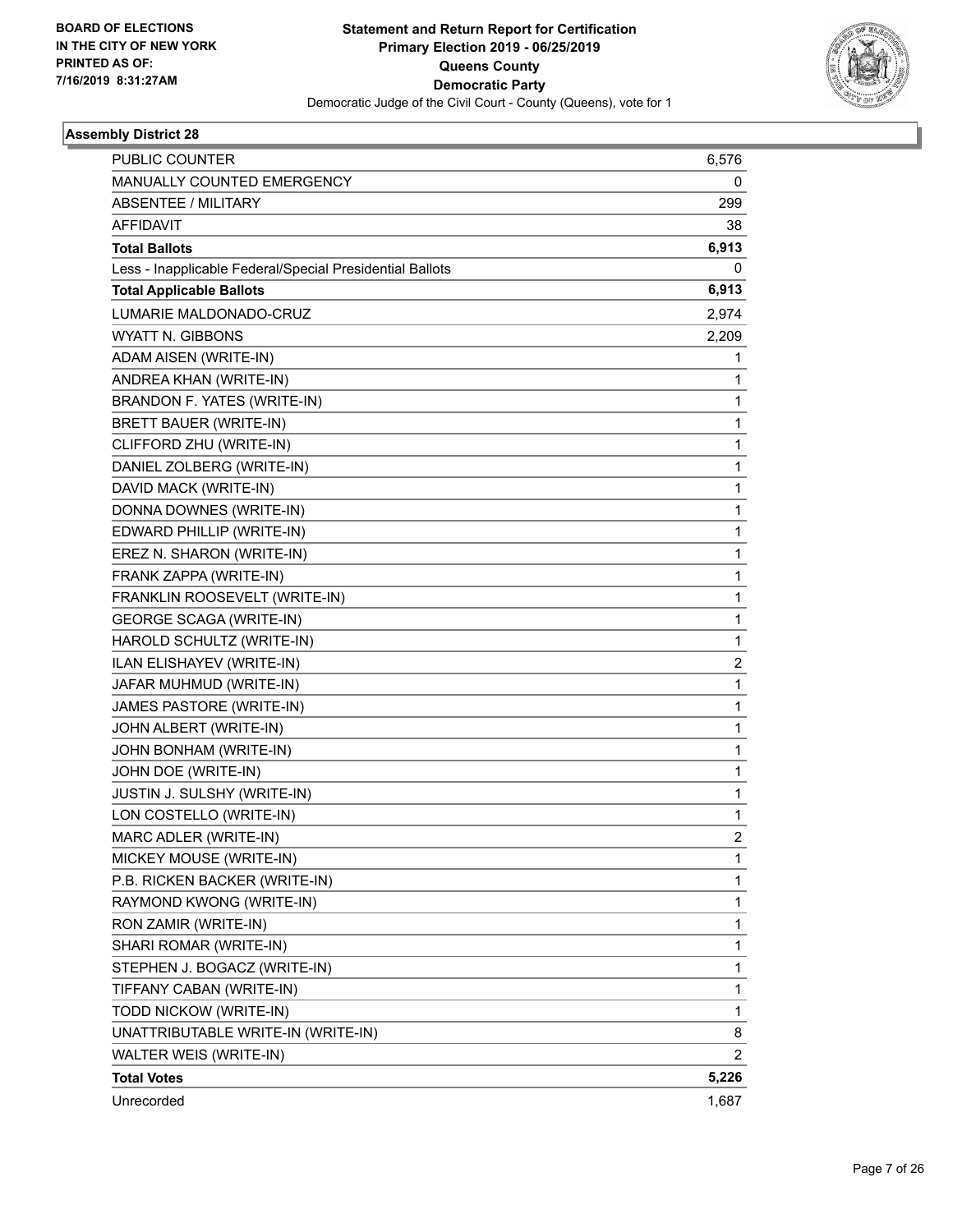BOARD OF ELECTIONS
IN THE CITY OF NEW YORK
PRINTED AS OF:
7/16/2019 8:31:27AM

**Statement and Return Report for Certification**
**Primary Election 2019 - 06/25/2019**
**Queens County**
**Democratic Party**
Democratic Judge of the Civil Court - County (Queens), vote for 1

### Assembly District 28

| | |
|---|---|
| PUBLIC COUNTER | 6,576 |
| MANUALLY COUNTED EMERGENCY | 0 |
| ABSENTEE / MILITARY | 299 |
| AFFIDAVIT | 38 |
| **Total Ballots** | **6,913** |
| Less - Inapplicable Federal/Special Presidential Ballots | 0 |
| **Total Applicable Ballots** | **6,913** |
| LUMARIE MALDONADO-CRUZ | 2,974 |
| WYATT N. GIBBONS | 2,209 |
| ADAM AISEN (WRITE-IN) | 1 |
| ANDREA KHAN (WRITE-IN) | 1 |
| BRANDON F. YATES (WRITE-IN) | 1 |
| BRETT BAUER (WRITE-IN) | 1 |
| CLIFFORD ZHU (WRITE-IN) | 1 |
| DANIEL ZOLBERG (WRITE-IN) | 1 |
| DAVID MACK (WRITE-IN) | 1 |
| DONNA DOWNES (WRITE-IN) | 1 |
| EDWARD PHILLIP (WRITE-IN) | 1 |
| EREZ N. SHARON (WRITE-IN) | 1 |
| FRANK ZAPPA (WRITE-IN) | 1 |
| FRANKLIN ROOSEVELT (WRITE-IN) | 1 |
| GEORGE SCAGA (WRITE-IN) | 1 |
| HAROLD SCHULTZ (WRITE-IN) | 1 |
| ILAN ELISHAYEV (WRITE-IN) | 2 |
| JAFAR MUHMUD (WRITE-IN) | 1 |
| JAMES PASTORE (WRITE-IN) | 1 |
| JOHN ALBERT (WRITE-IN) | 1 |
| JOHN BONHAM (WRITE-IN) | 1 |
| JOHN DOE (WRITE-IN) | 1 |
| JUSTIN J. SULSHY (WRITE-IN) | 1 |
| LON COSTELLO (WRITE-IN) | 1 |
| MARC ADLER (WRITE-IN) | 2 |
| MICKEY MOUSE (WRITE-IN) | 1 |
| P.B. RICKEN BACKER (WRITE-IN) | 1 |
| RAYMOND KWONG (WRITE-IN) | 1 |
| RON ZAMIR (WRITE-IN) | 1 |
| SHARI ROMAR (WRITE-IN) | 1 |
| STEPHEN J. BOGACZ (WRITE-IN) | 1 |
| TIFFANY CABAN (WRITE-IN) | 1 |
| TODD NICKOW (WRITE-IN) | 1 |
| UNATTRIBUTABLE WRITE-IN (WRITE-IN) | 8 |
| WALTER WEIS (WRITE-IN) | 2 |
| **Total Votes** | **5,226** |
| Unrecorded | 1,687 |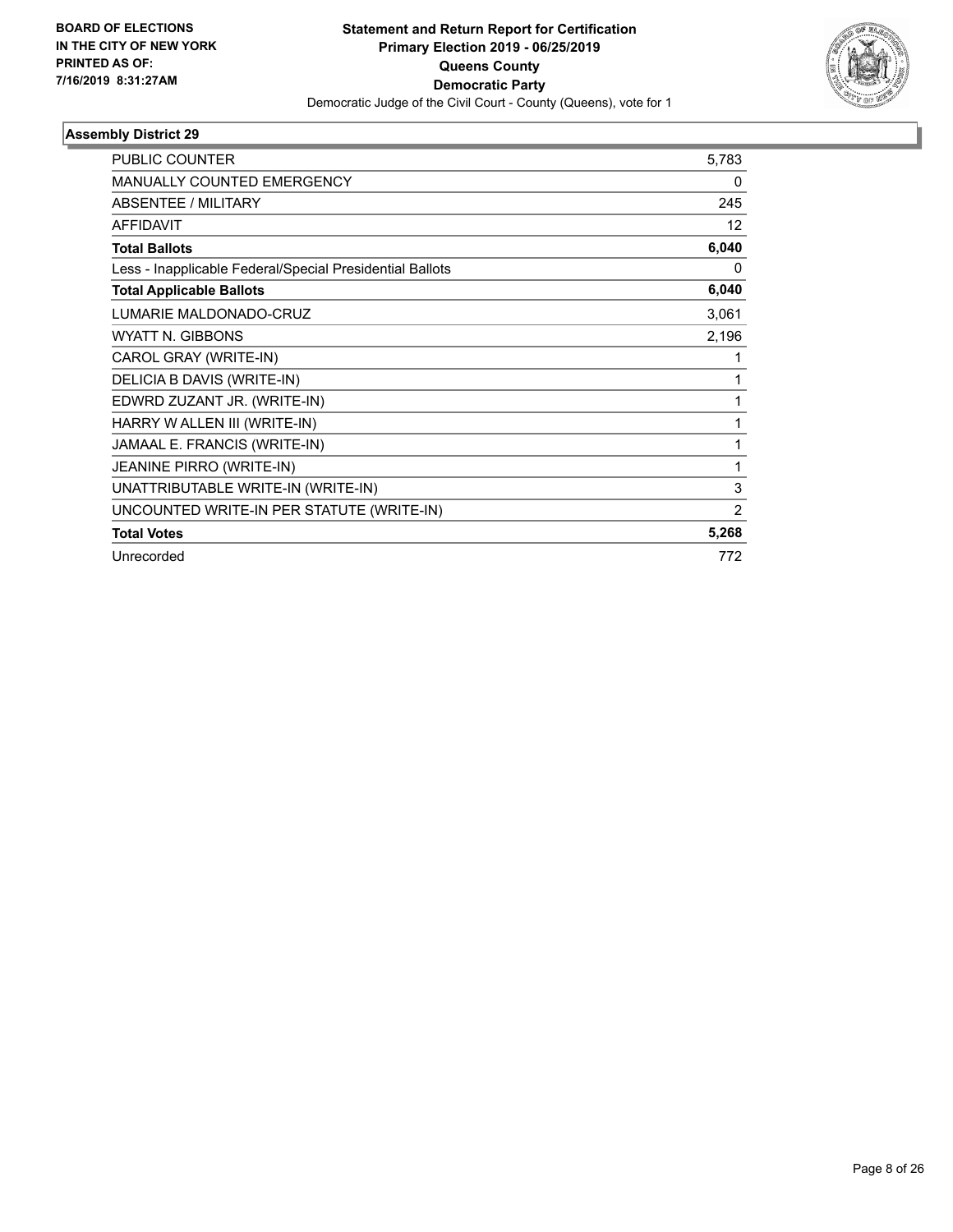**BOARD OF ELECTIONS IN THE CITY OF NEW YORK PRINTED AS OF: 7/16/2019 8:31:27AM**

**Statement and Return Report for Certification Primary Election 2019 - 06/25/2019 Queens County Democratic Party**

Democratic Judge of the Civil Court - County (Queens), vote for 1

### Assembly District 29

| | |
|---|---|
| PUBLIC COUNTER | 5,783 |
| MANUALLY COUNTED EMERGENCY | 0 |
| ABSENTEE / MILITARY | 245 |
| AFFIDAVIT | 12 |
| **Total Ballots** | **6,040** |
| Less - Inapplicable Federal/Special Presidential Ballots | 0 |
| **Total Applicable Ballots** | **6,040** |
| LUMARIE MALDONADO-CRUZ | 3,061 |
| WYATT N. GIBBONS | 2,196 |
| CAROL GRAY (WRITE-IN) | 1 |
| DELICIA B DAVIS (WRITE-IN) | 1 |
| EDWRD ZUZANT JR. (WRITE-IN) | 1 |
| HARRY W ALLEN III (WRITE-IN) | 1 |
| JAMAAL E. FRANCIS (WRITE-IN) | 1 |
| JEANINE PIRRO (WRITE-IN) | 1 |
| UNATTRIBUTABLE WRITE-IN (WRITE-IN) | 3 |
| UNCOUNTED WRITE-IN PER STATUTE (WRITE-IN) | 2 |
| **Total Votes** | **5,268** |
| Unrecorded | 772 |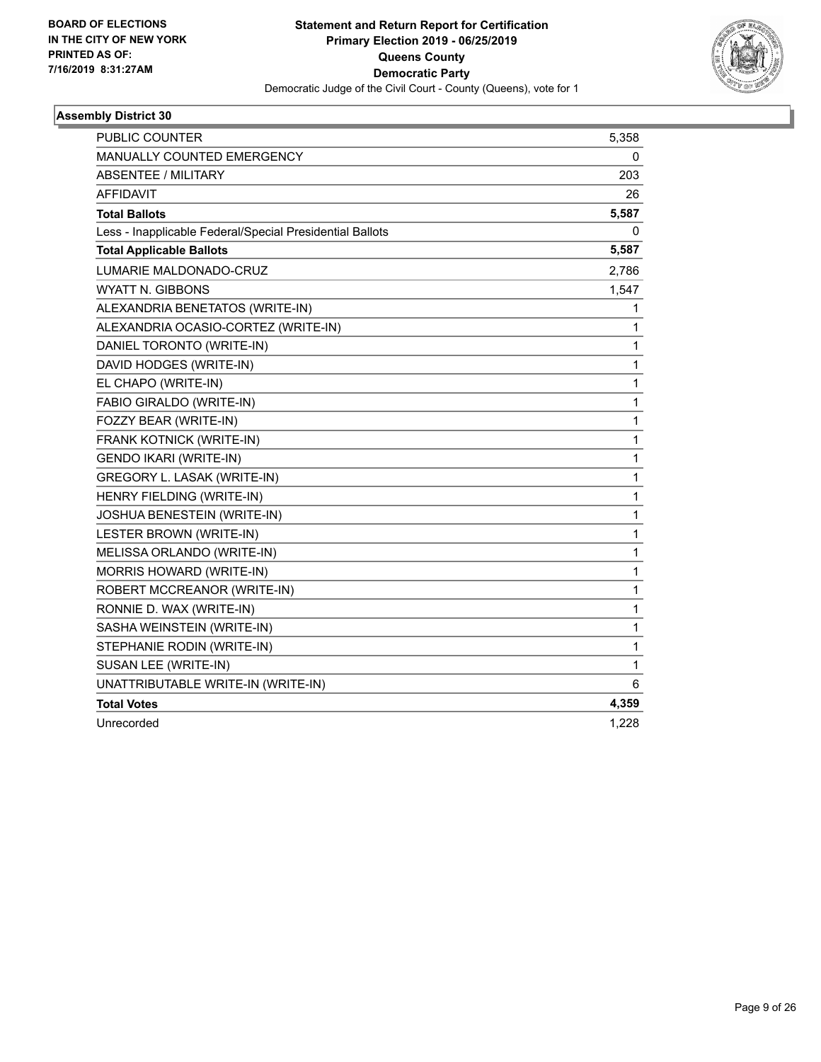**BOARD OF ELECTIONS IN THE CITY OF NEW YORK PRINTED AS OF: 7/16/2019 8:31:27AM**

**Statement and Return Report for Certification Primary Election 2019 - 06/25/2019 Queens County Democratic Party**

Democratic Judge of the Civil Court - County (Queens), vote for 1

### Assembly District 30

| | |
|---|---|
| PUBLIC COUNTER | 5,358 |
| MANUALLY COUNTED EMERGENCY | 0 |
| ABSENTEE / MILITARY | 203 |
| AFFIDAVIT | 26 |
| **Total Ballots** | **5,587** |
| Less - Inapplicable Federal/Special Presidential Ballots | 0 |
| **Total Applicable Ballots** | **5,587** |
| LUMARIE MALDONADO-CRUZ | 2,786 |
| WYATT N. GIBBONS | 1,547 |
| ALEXANDRIA BENETATOS (WRITE-IN) | 1 |
| ALEXANDRIA OCASIO-CORTEZ (WRITE-IN) | 1 |
| DANIEL TORONTO (WRITE-IN) | 1 |
| DAVID HODGES (WRITE-IN) | 1 |
| EL CHAPO (WRITE-IN) | 1 |
| FABIO GIRALDO (WRITE-IN) | 1 |
| FOZZY BEAR (WRITE-IN) | 1 |
| FRANK KOTNICK (WRITE-IN) | 1 |
| GENDO IKARI (WRITE-IN) | 1 |
| GREGORY L. LASAK (WRITE-IN) | 1 |
| HENRY FIELDING (WRITE-IN) | 1 |
| JOSHUA BENESTEIN (WRITE-IN) | 1 |
| LESTER BROWN (WRITE-IN) | 1 |
| MELISSA ORLANDO (WRITE-IN) | 1 |
| MORRIS HOWARD (WRITE-IN) | 1 |
| ROBERT MCCREANOR (WRITE-IN) | 1 |
| RONNIE D. WAX (WRITE-IN) | 1 |
| SASHA WEINSTEIN (WRITE-IN) | 1 |
| STEPHANIE RODIN (WRITE-IN) | 1 |
| SUSAN LEE (WRITE-IN) | 1 |
| UNATTRIBUTABLE WRITE-IN (WRITE-IN) | 6 |
| **Total Votes** | **4,359** |
| Unrecorded | 1,228 |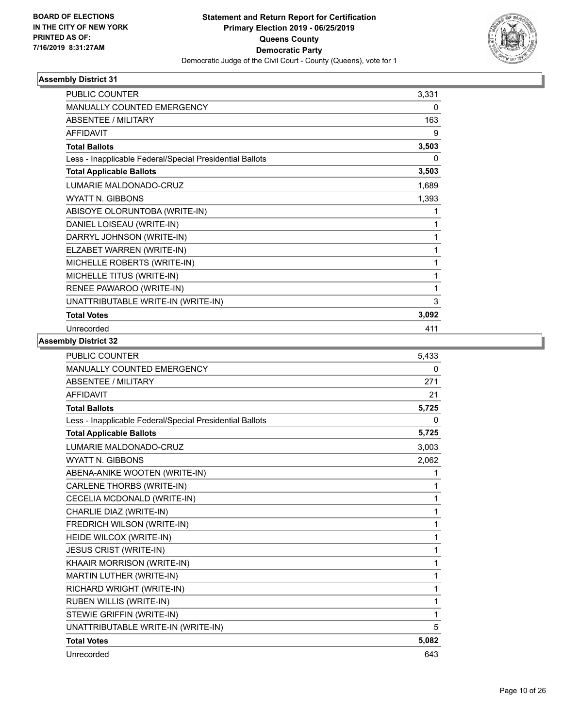Statement and Return Report for Certification
Primary Election 2019 - 06/25/2019
Queens County
Democratic Party
Democratic Judge of the Civil Court - County (Queens), vote for 1

BOARD OF ELECTIONS
IN THE CITY OF NEW YORK
PRINTED AS OF:
7/16/2019 8:31:27AM

### Assembly District 31

| | |
|---|---|
| PUBLIC COUNTER | 3,331 |
| MANUALLY COUNTED EMERGENCY | 0 |
| ABSENTEE / MILITARY | 163 |
| AFFIDAVIT | 9 |
| **Total Ballots** | **3,503** |
| Less - Inapplicable Federal/Special Presidential Ballots | 0 |
| **Total Applicable Ballots** | **3,503** |
| LUMARIE MALDONADO-CRUZ | 1,689 |
| WYATT N. GIBBONS | 1,393 |
| ABISOYE OLORUNTOBA (WRITE-IN) | 1 |
| DANIEL LOISEAU (WRITE-IN) | 1 |
| DARRYL JOHNSON (WRITE-IN) | 1 |
| ELZABET WARREN (WRITE-IN) | 1 |
| MICHELLE ROBERTS (WRITE-IN) | 1 |
| MICHELLE TITUS (WRITE-IN) | 1 |
| RENEE PAWAROO (WRITE-IN) | 1 |
| UNATTRIBUTABLE WRITE-IN (WRITE-IN) | 3 |
| **Total Votes** | **3,092** |
| Unrecorded | 411 |

### Assembly District 32

| | |
|---|---|
| PUBLIC COUNTER | 5,433 |
| MANUALLY COUNTED EMERGENCY | 0 |
| ABSENTEE / MILITARY | 271 |
| AFFIDAVIT | 21 |
| **Total Ballots** | **5,725** |
| Less - Inapplicable Federal/Special Presidential Ballots | 0 |
| **Total Applicable Ballots** | **5,725** |
| LUMARIE MALDONADO-CRUZ | 3,003 |
| WYATT N. GIBBONS | 2,062 |
| ABENA-ANIKE WOOTEN (WRITE-IN) | 1 |
| CARLENE THORBS (WRITE-IN) | 1 |
| CECELIA MCDONALD (WRITE-IN) | 1 |
| CHARLIE DIAZ (WRITE-IN) | 1 |
| FREDRICH WILSON (WRITE-IN) | 1 |
| HEIDE WILCOX (WRITE-IN) | 1 |
| JESUS CRIST (WRITE-IN) | 1 |
| KHAAIR MORRISON (WRITE-IN) | 1 |
| MARTIN LUTHER (WRITE-IN) | 1 |
| RICHARD WRIGHT (WRITE-IN) | 1 |
| RUBEN WILLIS (WRITE-IN) | 1 |
| STEWIE GRIFFIN (WRITE-IN) | 1 |
| UNATTRIBUTABLE WRITE-IN (WRITE-IN) | 5 |
| **Total Votes** | **5,082** |
| Unrecorded | 643 |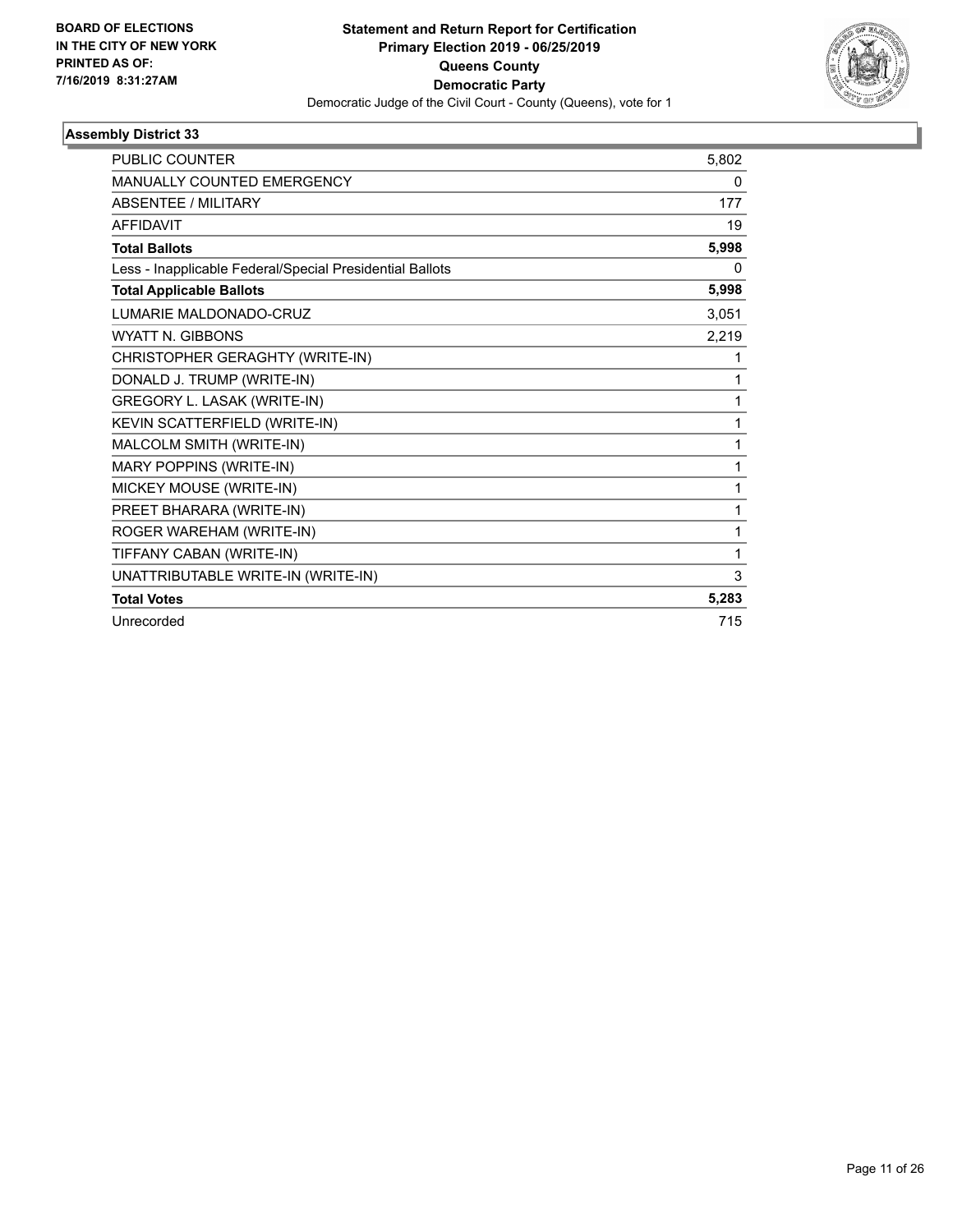**BOARD OF ELECTIONS IN THE CITY OF NEW YORK PRINTED AS OF: 7/16/2019 8:31:27AM**

**Statement and Return Report for Certification Primary Election 2019 - 06/25/2019 Queens County Democratic Party**

Democratic Judge of the Civil Court - County (Queens), vote for 1

## Assembly District 33

| | |
|---|---|
| PUBLIC COUNTER | 5,802 |
| MANUALLY COUNTED EMERGENCY | 0 |
| ABSENTEE / MILITARY | 177 |
| AFFIDAVIT | 19 |
| **Total Ballots** | **5,998** |
| Less - Inapplicable Federal/Special Presidential Ballots | 0 |
| **Total Applicable Ballots** | **5,998** |
| LUMARIE MALDONADO-CRUZ | 3,051 |
| WYATT N. GIBBONS | 2,219 |
| CHRISTOPHER GERAGHTY (WRITE-IN) | 1 |
| DONALD J. TRUMP (WRITE-IN) | 1 |
| GREGORY L. LASAK (WRITE-IN) | 1 |
| KEVIN SCATTERFIELD (WRITE-IN) | 1 |
| MALCOLM SMITH (WRITE-IN) | 1 |
| MARY POPPINS (WRITE-IN) | 1 |
| MICKEY MOUSE (WRITE-IN) | 1 |
| PREET BHARARA (WRITE-IN) | 1 |
| ROGER WAREHAM (WRITE-IN) | 1 |
| TIFFANY CABAN (WRITE-IN) | 1 |
| UNATTRIBUTABLE WRITE-IN (WRITE-IN) | 3 |
| **Total Votes** | **5,283** |
| Unrecorded | 715 |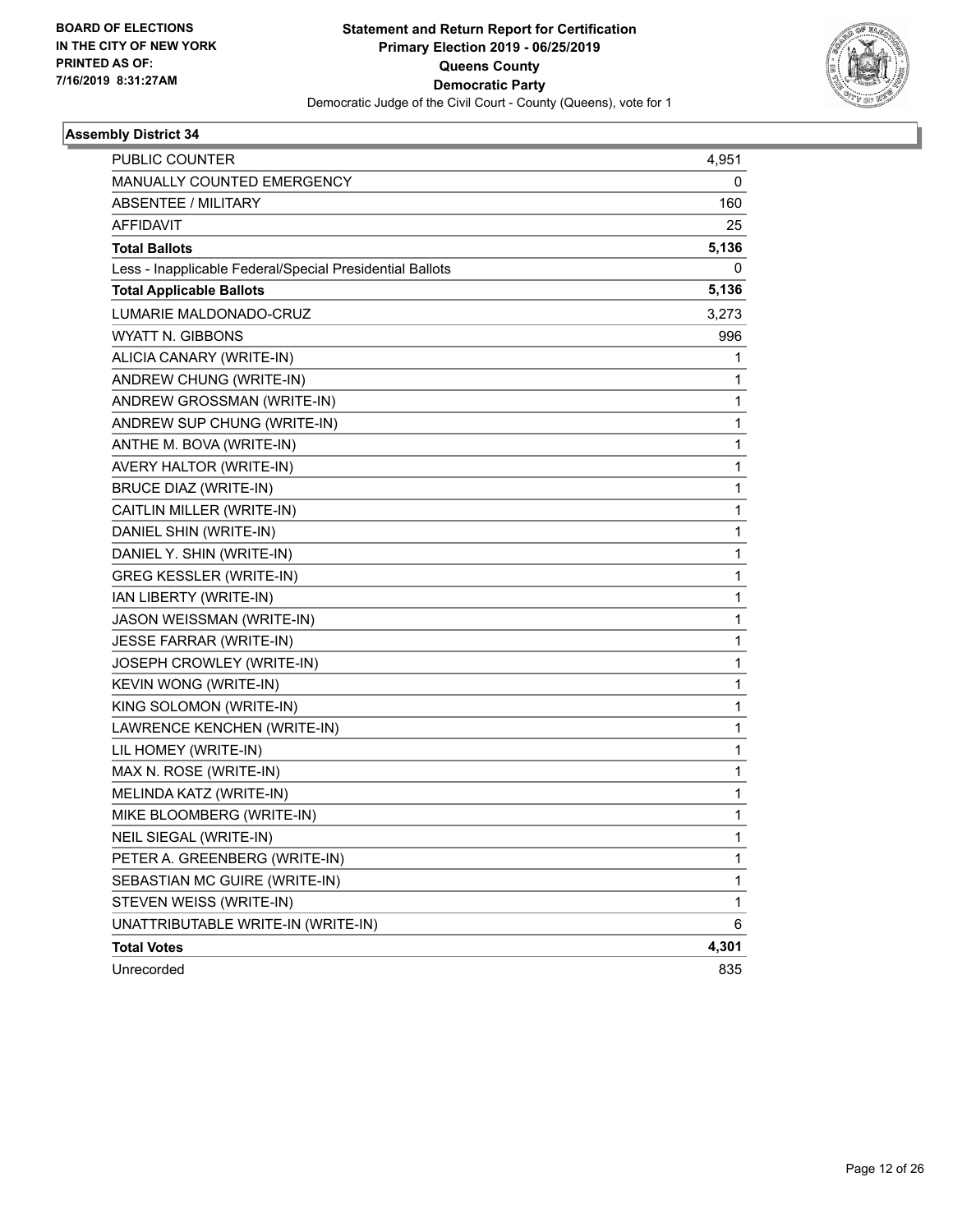BOARD OF ELECTIONS
IN THE CITY OF NEW YORK
PRINTED AS OF:
7/16/2019 8:31:27AM

**Statement and Return Report for Certification**
**Primary Election 2019 - 06/25/2019**
**Queens County**
**Democratic Party**
Democratic Judge of the Civil Court - County (Queens), vote for 1

### Assembly District 34

| | |
|---|---|
| PUBLIC COUNTER | 4,951 |
| MANUALLY COUNTED EMERGENCY | 0 |
| ABSENTEE / MILITARY | 160 |
| AFFIDAVIT | 25 |
| **Total Ballots** | **5,136** |
| Less - Inapplicable Federal/Special Presidential Ballots | 0 |
| **Total Applicable Ballots** | **5,136** |
| LUMARIE MALDONADO-CRUZ | 3,273 |
| WYATT N. GIBBONS | 996 |
| ALICIA CANARY (WRITE-IN) | 1 |
| ANDREW CHUNG (WRITE-IN) | 1 |
| ANDREW GROSSMAN (WRITE-IN) | 1 |
| ANDREW SUP CHUNG (WRITE-IN) | 1 |
| ANTHE M. BOVA (WRITE-IN) | 1 |
| AVERY HALTOR (WRITE-IN) | 1 |
| BRUCE DIAZ (WRITE-IN) | 1 |
| CAITLIN MILLER (WRITE-IN) | 1 |
| DANIEL SHIN (WRITE-IN) | 1 |
| DANIEL Y. SHIN (WRITE-IN) | 1 |
| GREG KESSLER (WRITE-IN) | 1 |
| IAN LIBERTY (WRITE-IN) | 1 |
| JASON WEISSMAN (WRITE-IN) | 1 |
| JESSE FARRAR (WRITE-IN) | 1 |
| JOSEPH CROWLEY (WRITE-IN) | 1 |
| KEVIN WONG (WRITE-IN) | 1 |
| KING SOLOMON (WRITE-IN) | 1 |
| LAWRENCE KENCHEN (WRITE-IN) | 1 |
| LIL HOMEY (WRITE-IN) | 1 |
| MAX N. ROSE (WRITE-IN) | 1 |
| MELINDA KATZ (WRITE-IN) | 1 |
| MIKE BLOOMBERG (WRITE-IN) | 1 |
| NEIL SIEGAL (WRITE-IN) | 1 |
| PETER A. GREENBERG (WRITE-IN) | 1 |
| SEBASTIAN MC GUIRE (WRITE-IN) | 1 |
| STEVEN WEISS (WRITE-IN) | 1 |
| UNATTRIBUTABLE WRITE-IN (WRITE-IN) | 6 |
| **Total Votes** | **4,301** |
| Unrecorded | 835 |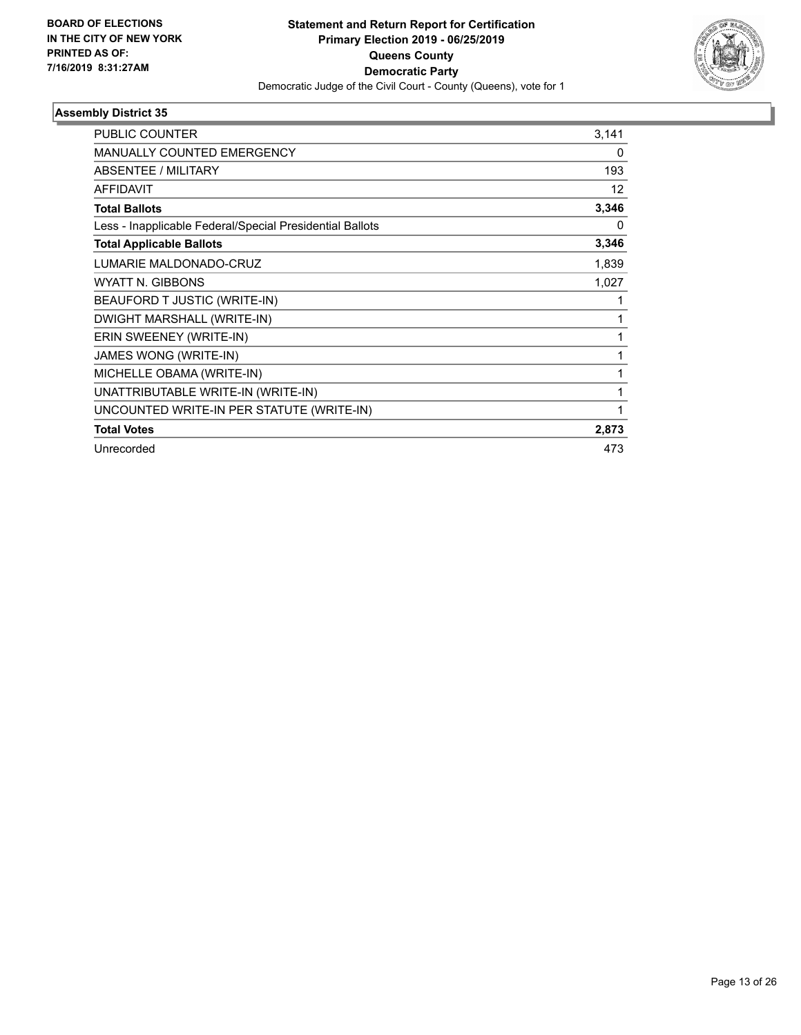BOARD OF ELECTIONS
IN THE CITY OF NEW YORK
PRINTED AS OF:
7/16/2019 8:31:27AM

**Statement and Return Report for Certification**
**Primary Election 2019 - 06/25/2019**
**Queens County**
**Democratic Party**
Democratic Judge of the Civil Court - County (Queens), vote for 1

### Assembly District 35

| | |
|---|---|
| PUBLIC COUNTER | 3,141 |
| MANUALLY COUNTED EMERGENCY | 0 |
| ABSENTEE / MILITARY | 193 |
| AFFIDAVIT | 12 |
| **Total Ballots** | **3,346** |
| Less - Inapplicable Federal/Special Presidential Ballots | 0 |
| **Total Applicable Ballots** | **3,346** |
| LUMARIE MALDONADO-CRUZ | 1,839 |
| WYATT N. GIBBONS | 1,027 |
| BEAUFORD T JUSTIC (WRITE-IN) | 1 |
| DWIGHT MARSHALL (WRITE-IN) | 1 |
| ERIN SWEENEY (WRITE-IN) | 1 |
| JAMES WONG (WRITE-IN) | 1 |
| MICHELLE OBAMA (WRITE-IN) | 1 |
| UNATTRIBUTABLE WRITE-IN (WRITE-IN) | 1 |
| UNCOUNTED WRITE-IN PER STATUTE (WRITE-IN) | 1 |
| **Total Votes** | **2,873** |
| Unrecorded | 473 |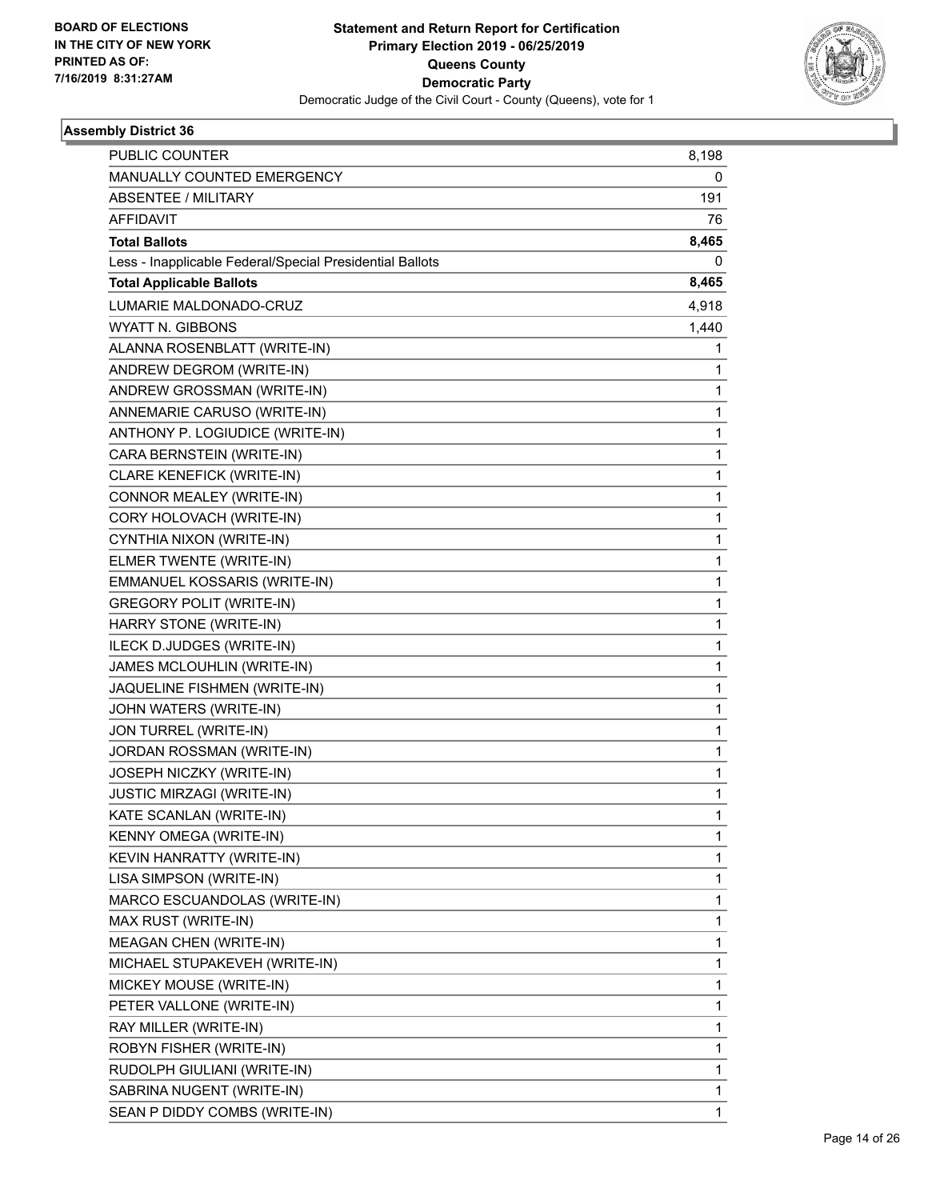BOARD OF ELECTIONS
IN THE CITY OF NEW YORK
PRINTED AS OF:
7/16/2019 8:31:27AM

**Statement and Return Report for Certification**
**Primary Election 2019 - 06/25/2019**
**Queens County**
**Democratic Party**
Democratic Judge of the Civil Court - County (Queens), vote for 1

### Assembly District 36

| | |
|---|---|
| PUBLIC COUNTER | 8,198 |
| MANUALLY COUNTED EMERGENCY | 0 |
| ABSENTEE / MILITARY | 191 |
| AFFIDAVIT | 76 |
| **Total Ballots** | **8,465** |
| Less - Inapplicable Federal/Special Presidential Ballots | 0 |
| **Total Applicable Ballots** | **8,465** |
| LUMARIE MALDONADO-CRUZ | 4,918 |
| WYATT N. GIBBONS | 1,440 |
| ALANNA ROSENBLATT (WRITE-IN) | 1 |
| ANDREW DEGROM (WRITE-IN) | 1 |
| ANDREW GROSSMAN (WRITE-IN) | 1 |
| ANNEMARIE CARUSO (WRITE-IN) | 1 |
| ANTHONY P. LOGIUDICE (WRITE-IN) | 1 |
| CARA BERNSTEIN (WRITE-IN) | 1 |
| CLARE KENEFICK (WRITE-IN) | 1 |
| CONNOR MEALEY (WRITE-IN) | 1 |
| CORY HOLOVACH (WRITE-IN) | 1 |
| CYNTHIA NIXON (WRITE-IN) | 1 |
| ELMER TWENTE (WRITE-IN) | 1 |
| EMMANUEL KOSSARIS (WRITE-IN) | 1 |
| GREGORY POLIT (WRITE-IN) | 1 |
| HARRY STONE (WRITE-IN) | 1 |
| ILECK D.JUDGES (WRITE-IN) | 1 |
| JAMES MCLOUHLIN (WRITE-IN) | 1 |
| JAQUELINE FISHMEN (WRITE-IN) | 1 |
| JOHN WATERS (WRITE-IN) | 1 |
| JON TURREL (WRITE-IN) | 1 |
| JORDAN ROSSMAN (WRITE-IN) | 1 |
| JOSEPH NICZKY (WRITE-IN) | 1 |
| JUSTIC MIRZAGI (WRITE-IN) | 1 |
| KATE SCANLAN (WRITE-IN) | 1 |
| KENNY OMEGA (WRITE-IN) | 1 |
| KEVIN HANRATTY (WRITE-IN) | 1 |
| LISA SIMPSON (WRITE-IN) | 1 |
| MARCO ESCUANDOLAS (WRITE-IN) | 1 |
| MAX RUST (WRITE-IN) | 1 |
| MEAGAN CHEN (WRITE-IN) | 1 |
| MICHAEL STUPAKEVEH (WRITE-IN) | 1 |
| MICKEY MOUSE (WRITE-IN) | 1 |
| PETER VALLONE (WRITE-IN) | 1 |
| RAY MILLER (WRITE-IN) | 1 |
| ROBYN FISHER (WRITE-IN) | 1 |
| RUDOLPH GIULIANI (WRITE-IN) | 1 |
| SABRINA NUGENT (WRITE-IN) | 1 |
| SEAN P DIDDY COMBS (WRITE-IN) | 1 |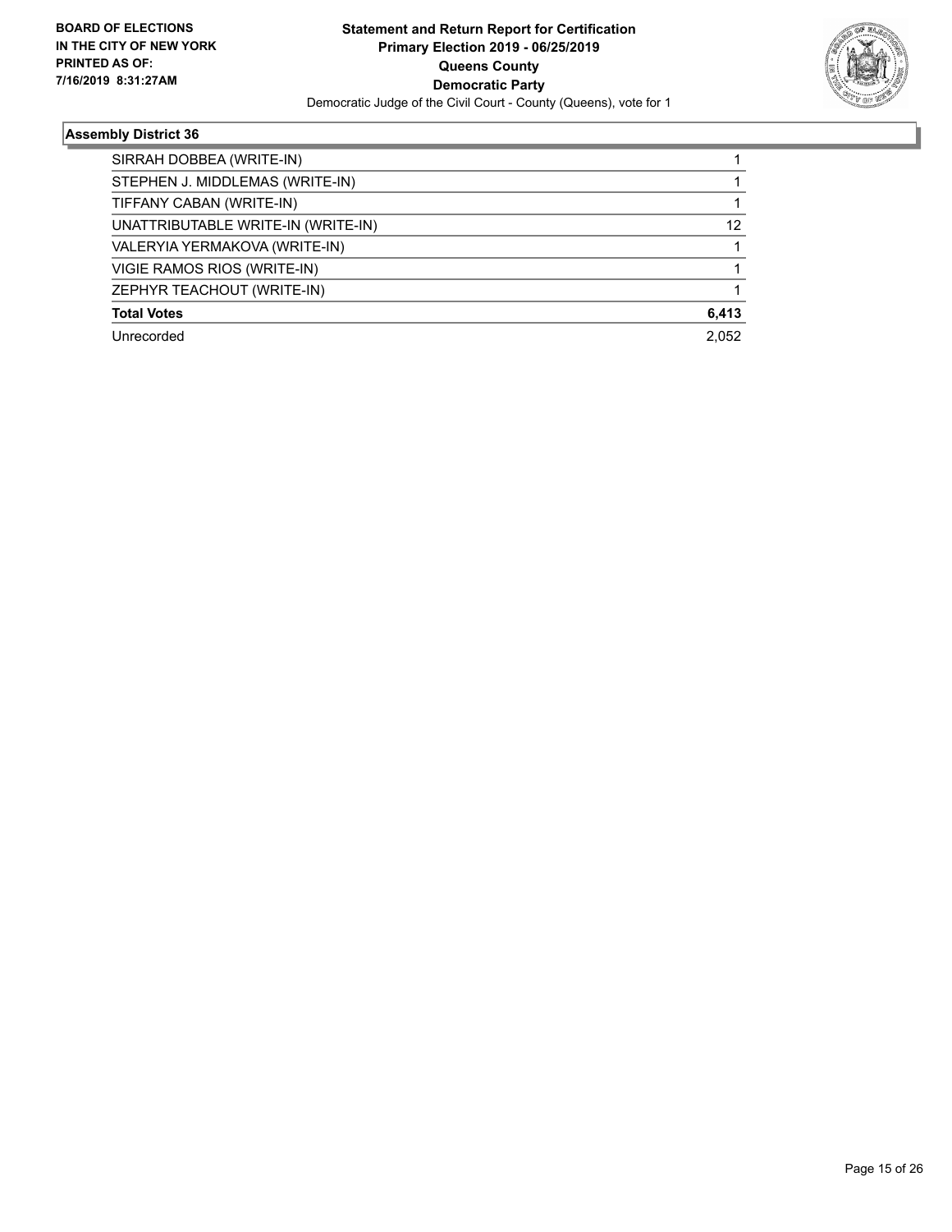**BOARD OF ELECTIONS IN THE CITY OF NEW YORK PRINTED AS OF: 7/16/2019 8:31:27AM**

**Statement and Return Report for Certification Primary Election 2019 - 06/25/2019 Queens County Democratic Party**

Democratic Judge of the Civil Court - County (Queens), vote for 1

### Assembly District 36

| | |
|---|---|
| SIRRAH DOBBEA (WRITE-IN) | 1 |
| STEPHEN J. MIDDLEMAS (WRITE-IN) | 1 |
| TIFFANY CABAN (WRITE-IN) | 1 |
| UNATTRIBUTABLE WRITE-IN (WRITE-IN) | 12 |
| VALERYIA YERMAKOVA (WRITE-IN) | 1 |
| VIGIE RAMOS RIOS (WRITE-IN) | 1 |
| ZEPHYR TEACHOUT (WRITE-IN) | 1 |
| **Total Votes** | **6,413** |
| Unrecorded | 2,052 |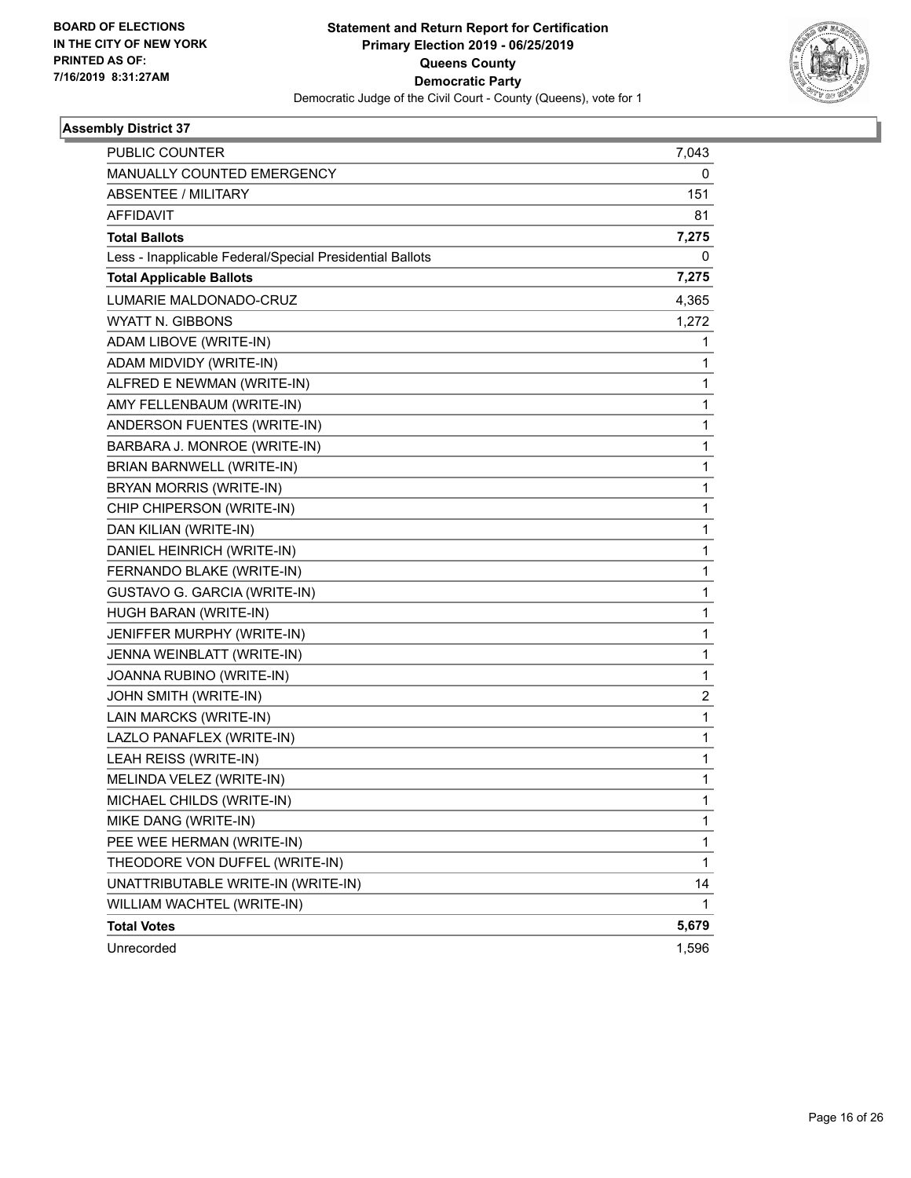**BOARD OF ELECTIONS IN THE CITY OF NEW YORK PRINTED AS OF: 7/16/2019 8:31:27AM**

**Statement and Return Report for Certification Primary Election 2019 - 06/25/2019 Queens County Democratic Party**

Democratic Judge of the Civil Court - County (Queens), vote for 1

### Assembly District 37

| | |
|---|---|
| PUBLIC COUNTER | 7,043 |
| MANUALLY COUNTED EMERGENCY | 0 |
| ABSENTEE / MILITARY | 151 |
| AFFIDAVIT | 81 |
| **Total Ballots** | **7,275** |
| Less - Inapplicable Federal/Special Presidential Ballots | 0 |
| **Total Applicable Ballots** | **7,275** |
| LUMARIE MALDONADO-CRUZ | 4,365 |
| WYATT N. GIBBONS | 1,272 |
| ADAM LIBOVE (WRITE-IN) | 1 |
| ADAM MIDVIDY (WRITE-IN) | 1 |
| ALFRED E NEWMAN (WRITE-IN) | 1 |
| AMY FELLENBAUM (WRITE-IN) | 1 |
| ANDERSON FUENTES (WRITE-IN) | 1 |
| BARBARA J. MONROE (WRITE-IN) | 1 |
| BRIAN BARNWELL (WRITE-IN) | 1 |
| BRYAN MORRIS (WRITE-IN) | 1 |
| CHIP CHIPERSON (WRITE-IN) | 1 |
| DAN KILIAN (WRITE-IN) | 1 |
| DANIEL HEINRICH (WRITE-IN) | 1 |
| FERNANDO BLAKE (WRITE-IN) | 1 |
| GUSTAVO G. GARCIA (WRITE-IN) | 1 |
| HUGH BARAN (WRITE-IN) | 1 |
| JENIFFER MURPHY (WRITE-IN) | 1 |
| JENNA WEINBLATT (WRITE-IN) | 1 |
| JOANNA RUBINO (WRITE-IN) | 1 |
| JOHN SMITH (WRITE-IN) | 2 |
| LAIN MARCKS (WRITE-IN) | 1 |
| LAZLO PANAFLEX (WRITE-IN) | 1 |
| LEAH REISS (WRITE-IN) | 1 |
| MELINDA VELEZ (WRITE-IN) | 1 |
| MICHAEL CHILDS (WRITE-IN) | 1 |
| MIKE DANG (WRITE-IN) | 1 |
| PEE WEE HERMAN (WRITE-IN) | 1 |
| THEODORE VON DUFFEL (WRITE-IN) | 1 |
| UNATTRIBUTABLE WRITE-IN (WRITE-IN) | 14 |
| WILLIAM WACHTEL (WRITE-IN) | 1 |
| **Total Votes** | **5,679** |
| Unrecorded | 1,596 |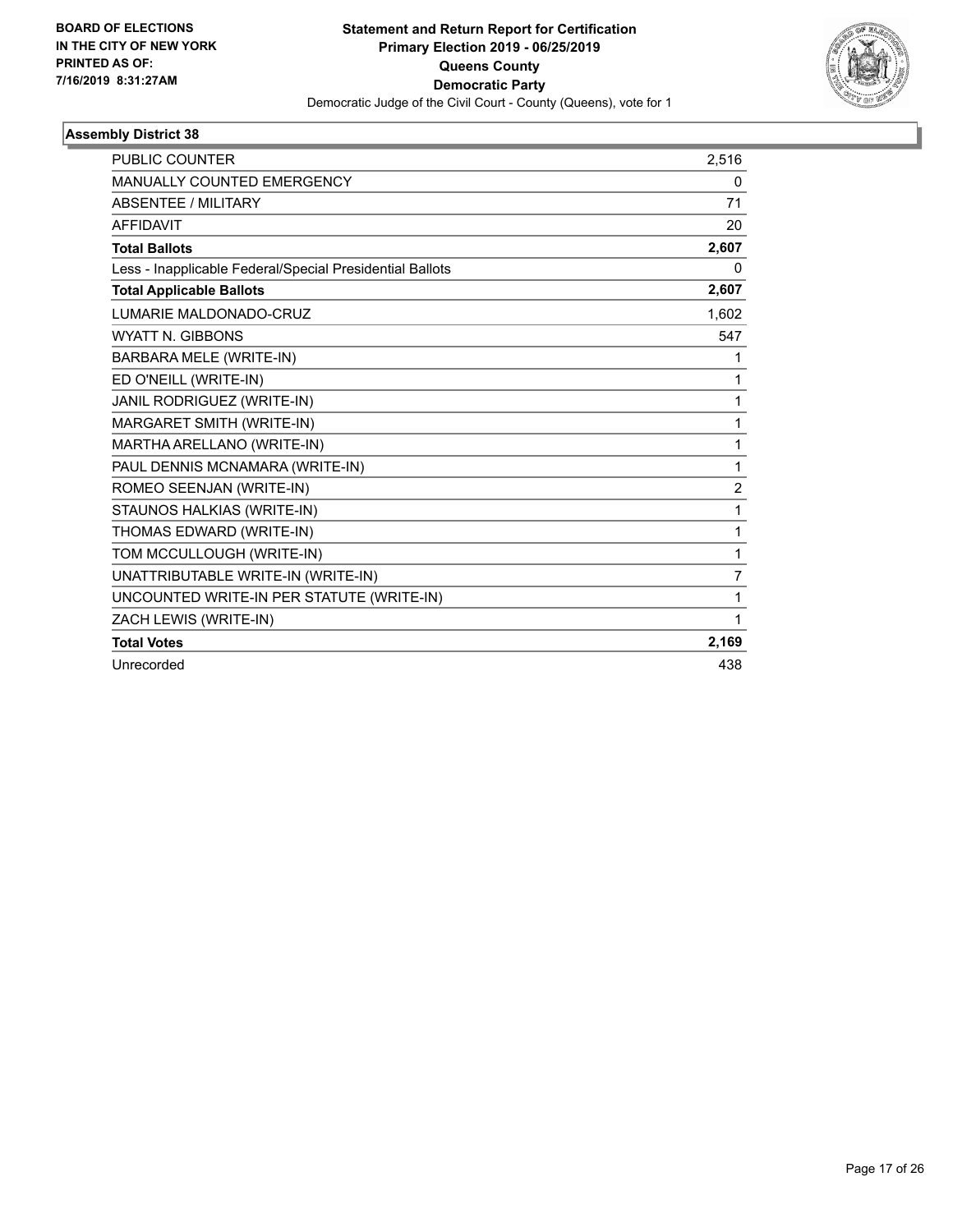BOARD OF ELECTIONS
IN THE CITY OF NEW YORK
PRINTED AS OF:
7/16/2019 8:31:27AM

**Statement and Return Report for Certification**
**Primary Election 2019 - 06/25/2019**
**Queens County**
**Democratic Party**
Democratic Judge of the Civil Court - County (Queens), vote for 1

### Assembly District 38

| | |
|---|---|
| PUBLIC COUNTER | 2,516 |
| MANUALLY COUNTED EMERGENCY | 0 |
| ABSENTEE / MILITARY | 71 |
| AFFIDAVIT | 20 |
| **Total Ballots** | **2,607** |
| Less - Inapplicable Federal/Special Presidential Ballots | 0 |
| **Total Applicable Ballots** | **2,607** |
| LUMARIE MALDONADO-CRUZ | 1,602 |
| WYATT N. GIBBONS | 547 |
| BARBARA MELE (WRITE-IN) | 1 |
| ED O'NEILL (WRITE-IN) | 1 |
| JANIL RODRIGUEZ (WRITE-IN) | 1 |
| MARGARET SMITH (WRITE-IN) | 1 |
| MARTHA ARELLANO (WRITE-IN) | 1 |
| PAUL DENNIS MCNAMARA (WRITE-IN) | 1 |
| ROMEO SEENJAN (WRITE-IN) | 2 |
| STAUNOS HALKIAS (WRITE-IN) | 1 |
| THOMAS EDWARD (WRITE-IN) | 1 |
| TOM MCCULLOUGH (WRITE-IN) | 1 |
| UNATTRIBUTABLE WRITE-IN (WRITE-IN) | 7 |
| UNCOUNTED WRITE-IN PER STATUTE (WRITE-IN) | 1 |
| ZACH LEWIS (WRITE-IN) | 1 |
| **Total Votes** | **2,169** |
| Unrecorded | 438 |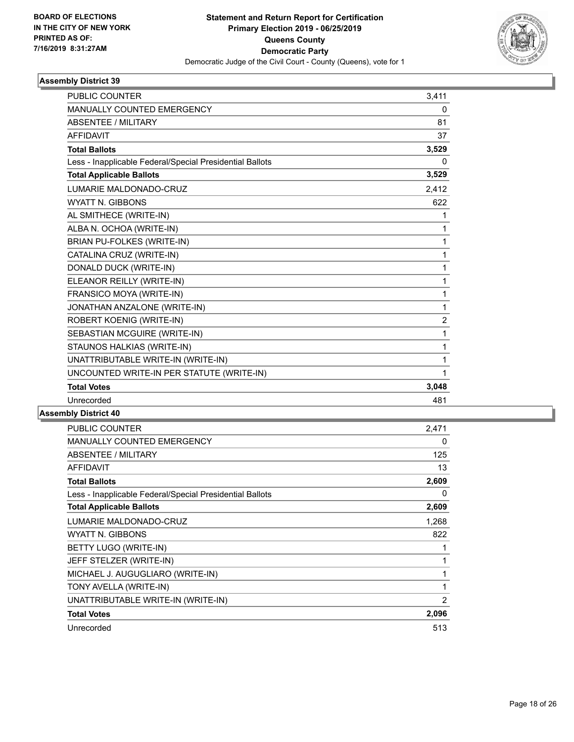BOARD OF ELECTIONS
IN THE CITY OF NEW YORK
PRINTED AS OF:
7/16/2019 8:31:27AM

**Statement and Return Report for Certification**
**Primary Election 2019 - 06/25/2019**
**Queens County**
**Democratic Party**
Democratic Judge of the Civil Court - County (Queens), vote for 1

### Assembly District 39

| | |
|---|---|
| PUBLIC COUNTER | 3,411 |
| MANUALLY COUNTED EMERGENCY | 0 |
| ABSENTEE / MILITARY | 81 |
| AFFIDAVIT | 37 |
| **Total Ballots** | **3,529** |
| Less - Inapplicable Federal/Special Presidential Ballots | 0 |
| **Total Applicable Ballots** | **3,529** |
| LUMARIE MALDONADO-CRUZ | 2,412 |
| WYATT N. GIBBONS | 622 |
| AL SMITHECE (WRITE-IN) | 1 |
| ALBA N. OCHOA (WRITE-IN) | 1 |
| BRIAN PU-FOLKES (WRITE-IN) | 1 |
| CATALINA CRUZ (WRITE-IN) | 1 |
| DONALD DUCK (WRITE-IN) | 1 |
| ELEANOR REILLY (WRITE-IN) | 1 |
| FRANSICO MOYA (WRITE-IN) | 1 |
| JONATHAN ANZALONE (WRITE-IN) | 1 |
| ROBERT KOENIG (WRITE-IN) | 2 |
| SEBASTIAN MCGUIRE (WRITE-IN) | 1 |
| STAUNOS HALKIAS (WRITE-IN) | 1 |
| UNATTRIBUTABLE WRITE-IN (WRITE-IN) | 1 |
| UNCOUNTED WRITE-IN PER STATUTE (WRITE-IN) | 1 |
| **Total Votes** | **3,048** |
| Unrecorded | 481 |

### Assembly District 40

| | |
|---|---|
| PUBLIC COUNTER | 2,471 |
| MANUALLY COUNTED EMERGENCY | 0 |
| ABSENTEE / MILITARY | 125 |
| AFFIDAVIT | 13 |
| **Total Ballots** | **2,609** |
| Less - Inapplicable Federal/Special Presidential Ballots | 0 |
| **Total Applicable Ballots** | **2,609** |
| LUMARIE MALDONADO-CRUZ | 1,268 |
| WYATT N. GIBBONS | 822 |
| BETTY LUGO (WRITE-IN) | 1 |
| JEFF STELZER (WRITE-IN) | 1 |
| MICHAEL J. AUGUGLIARO (WRITE-IN) | 1 |
| TONY AVELLA (WRITE-IN) | 1 |
| UNATTRIBUTABLE WRITE-IN (WRITE-IN) | 2 |
| **Total Votes** | **2,096** |
| Unrecorded | 513 |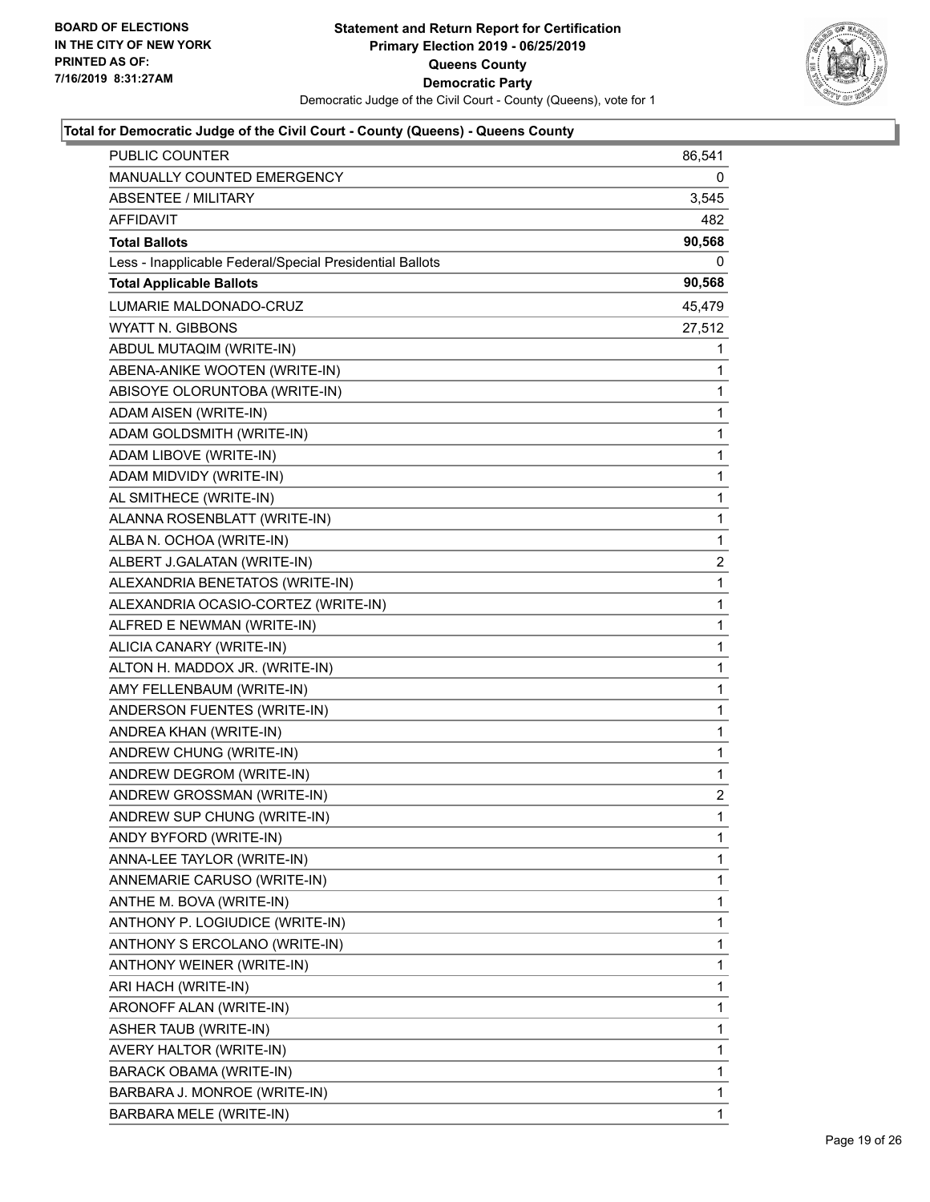**BOARD OF ELECTIONS IN THE CITY OF NEW YORK PRINTED AS OF: 7/16/2019 8:31:27AM**

**Statement and Return Report for Certification Primary Election 2019 - 06/25/2019 Queens County Democratic Party**

Democratic Judge of the Civil Court - County (Queens), vote for 1

**Total for Democratic Judge of the Civil Court - County (Queens) - Queens County**

| | |
|---|---|
| PUBLIC COUNTER | 86,541 |
| MANUALLY COUNTED EMERGENCY | 0 |
| ABSENTEE / MILITARY | 3,545 |
| AFFIDAVIT | 482 |
| **Total Ballots** | **90,568** |
| Less - Inapplicable Federal/Special Presidential Ballots | 0 |
| **Total Applicable Ballots** | **90,568** |
| LUMARIE MALDONADO-CRUZ | 45,479 |
| WYATT N. GIBBONS | 27,512 |
| ABDUL MUTAQIM (WRITE-IN) | 1 |
| ABENA-ANIKE WOOTEN (WRITE-IN) | 1 |
| ABISOYE OLORUNTOBA (WRITE-IN) | 1 |
| ADAM AISEN (WRITE-IN) | 1 |
| ADAM GOLDSMITH (WRITE-IN) | 1 |
| ADAM LIBOVE (WRITE-IN) | 1 |
| ADAM MIDVIDY (WRITE-IN) | 1 |
| AL SMITHECE (WRITE-IN) | 1 |
| ALANNA ROSENBLATT (WRITE-IN) | 1 |
| ALBA N. OCHOA (WRITE-IN) | 1 |
| ALBERT J.GALATAN (WRITE-IN) | 2 |
| ALEXANDRIA BENETATOS (WRITE-IN) | 1 |
| ALEXANDRIA OCASIO-CORTEZ (WRITE-IN) | 1 |
| ALFRED E NEWMAN (WRITE-IN) | 1 |
| ALICIA CANARY (WRITE-IN) | 1 |
| ALTON H. MADDOX JR. (WRITE-IN) | 1 |
| AMY FELLENBAUM (WRITE-IN) | 1 |
| ANDERSON FUENTES (WRITE-IN) | 1 |
| ANDREA KHAN (WRITE-IN) | 1 |
| ANDREW CHUNG (WRITE-IN) | 1 |
| ANDREW DEGROM (WRITE-IN) | 1 |
| ANDREW GROSSMAN (WRITE-IN) | 2 |
| ANDREW SUP CHUNG (WRITE-IN) | 1 |
| ANDY BYFORD (WRITE-IN) | 1 |
| ANNA-LEE TAYLOR (WRITE-IN) | 1 |
| ANNEMARIE CARUSO (WRITE-IN) | 1 |
| ANTHE M. BOVA (WRITE-IN) | 1 |
| ANTHONY P. LOGIUDICE (WRITE-IN) | 1 |
| ANTHONY S ERCOLANO (WRITE-IN) | 1 |
| ANTHONY WEINER (WRITE-IN) | 1 |
| ARI HACH (WRITE-IN) | 1 |
| ARONOFF ALAN (WRITE-IN) | 1 |
| ASHER TAUB (WRITE-IN) | 1 |
| AVERY HALTOR (WRITE-IN) | 1 |
| BARACK OBAMA (WRITE-IN) | 1 |
| BARBARA J. MONROE (WRITE-IN) | 1 |
| BARBARA MELE (WRITE-IN) | 1 |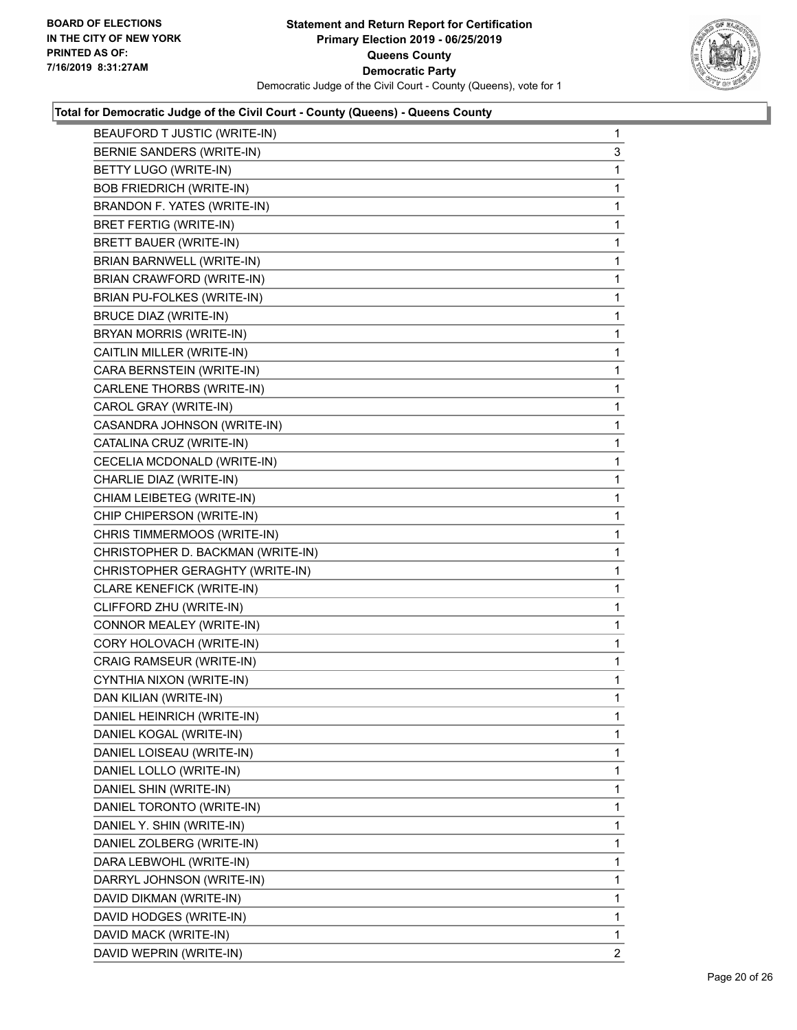**Total for Democratic Judge of the Civil Court - County (Queens) - Queens County**

| | |
|---|---|
| BEAUFORD T JUSTIC (WRITE-IN) | 1 |
| BERNIE SANDERS (WRITE-IN) | 3 |
| BETTY LUGO (WRITE-IN) | 1 |
| BOB FRIEDRICH (WRITE-IN) | 1 |
| BRANDON F. YATES (WRITE-IN) | 1 |
| BRET FERTIG (WRITE-IN) | 1 |
| BRETT BAUER (WRITE-IN) | 1 |
| BRIAN BARNWELL (WRITE-IN) | 1 |
| BRIAN CRAWFORD (WRITE-IN) | 1 |
| BRIAN PU-FOLKES (WRITE-IN) | 1 |
| BRUCE DIAZ (WRITE-IN) | 1 |
| BRYAN MORRIS (WRITE-IN) | 1 |
| CAITLIN MILLER (WRITE-IN) | 1 |
| CARA BERNSTEIN (WRITE-IN) | 1 |
| CARLENE THORBS (WRITE-IN) | 1 |
| CAROL GRAY (WRITE-IN) | 1 |
| CASANDRA JOHNSON (WRITE-IN) | 1 |
| CATALINA CRUZ (WRITE-IN) | 1 |
| CECELIA MCDONALD (WRITE-IN) | 1 |
| CHARLIE DIAZ (WRITE-IN) | 1 |
| CHIAM LEIBETEG (WRITE-IN) | 1 |
| CHIP CHIPERSON (WRITE-IN) | 1 |
| CHRIS TIMMERMOOS (WRITE-IN) | 1 |
| CHRISTOPHER D. BACKMAN (WRITE-IN) | 1 |
| CHRISTOPHER GERAGHTY (WRITE-IN) | 1 |
| CLARE KENEFICK (WRITE-IN) | 1 |
| CLIFFORD ZHU (WRITE-IN) | 1 |
| CONNOR MEALEY (WRITE-IN) | 1 |
| CORY HOLOVACH (WRITE-IN) | 1 |
| CRAIG RAMSEUR (WRITE-IN) | 1 |
| CYNTHIA NIXON (WRITE-IN) | 1 |
| DAN KILIAN (WRITE-IN) | 1 |
| DANIEL HEINRICH (WRITE-IN) | 1 |
| DANIEL KOGAL (WRITE-IN) | 1 |
| DANIEL LOISEAU (WRITE-IN) | 1 |
| DANIEL LOLLO (WRITE-IN) | 1 |
| DANIEL SHIN (WRITE-IN) | 1 |
| DANIEL TORONTO (WRITE-IN) | 1 |
| DANIEL Y. SHIN (WRITE-IN) | 1 |
| DANIEL ZOLBERG (WRITE-IN) | 1 |
| DARA LEBWOHL (WRITE-IN) | 1 |
| DARRYL JOHNSON (WRITE-IN) | 1 |
| DAVID DIKMAN (WRITE-IN) | 1 |
| DAVID HODGES (WRITE-IN) | 1 |
| DAVID MACK (WRITE-IN) | 1 |
| DAVID WEPRIN (WRITE-IN) | 2 |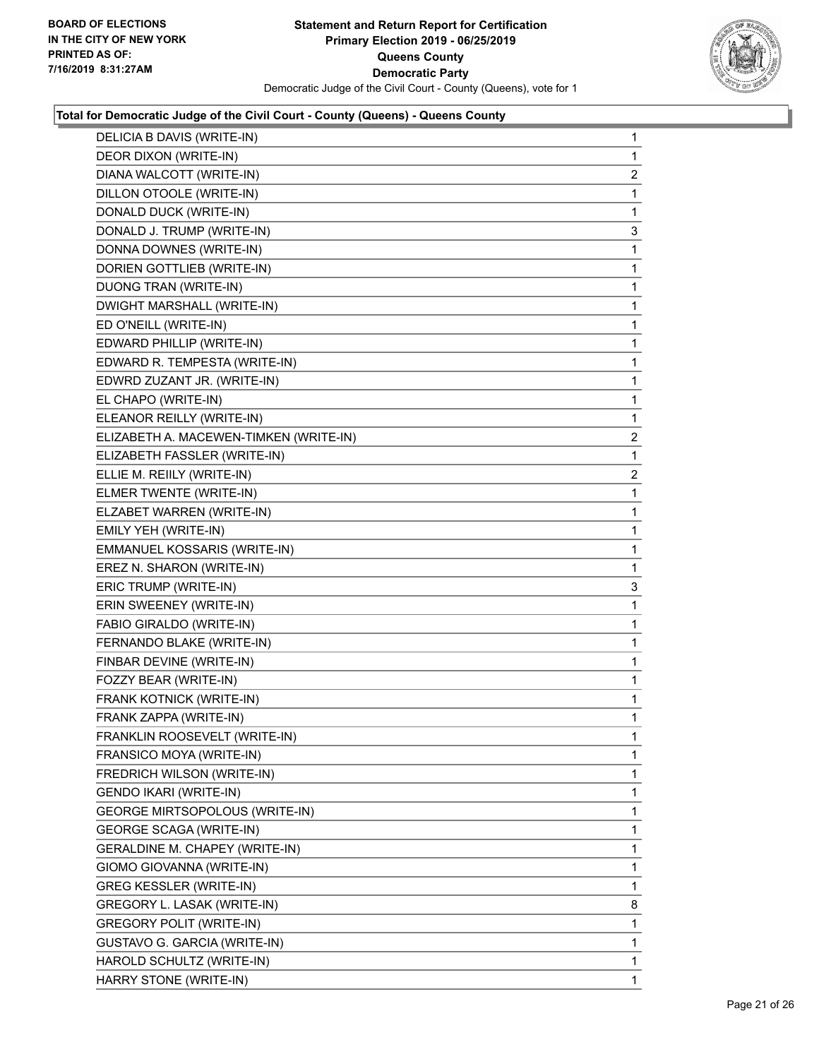**Total for Democratic Judge of the Civil Court - County (Queens) - Queens County**

| | |
|---|---|
| DELICIA B DAVIS (WRITE-IN) | 1 |
| DEOR DIXON (WRITE-IN) | 1 |
| DIANA WALCOTT (WRITE-IN) | 2 |
| DILLON OTOOLE (WRITE-IN) | 1 |
| DONALD DUCK (WRITE-IN) | 1 |
| DONALD J. TRUMP (WRITE-IN) | 3 |
| DONNA DOWNES (WRITE-IN) | 1 |
| DORIEN GOTTLIEB (WRITE-IN) | 1 |
| DUONG TRAN (WRITE-IN) | 1 |
| DWIGHT MARSHALL (WRITE-IN) | 1 |
| ED O'NEILL (WRITE-IN) | 1 |
| EDWARD PHILLIP (WRITE-IN) | 1 |
| EDWARD R. TEMPESTA (WRITE-IN) | 1 |
| EDWRD ZUZANT JR. (WRITE-IN) | 1 |
| EL CHAPO (WRITE-IN) | 1 |
| ELEANOR REILLY (WRITE-IN) | 1 |
| ELIZABETH A. MACEWEN-TIMKEN (WRITE-IN) | 2 |
| ELIZABETH FASSLER (WRITE-IN) | 1 |
| ELLIE M. REIILY (WRITE-IN) | 2 |
| ELMER TWENTE (WRITE-IN) | 1 |
| ELZABET WARREN (WRITE-IN) | 1 |
| EMILY YEH (WRITE-IN) | 1 |
| EMMANUEL KOSSARIS (WRITE-IN) | 1 |
| EREZ N. SHARON (WRITE-IN) | 1 |
| ERIC TRUMP (WRITE-IN) | 3 |
| ERIN SWEENEY (WRITE-IN) | 1 |
| FABIO GIRALDO (WRITE-IN) | 1 |
| FERNANDO BLAKE (WRITE-IN) | 1 |
| FINBAR DEVINE (WRITE-IN) | 1 |
| FOZZY BEAR (WRITE-IN) | 1 |
| FRANK KOTNICK (WRITE-IN) | 1 |
| FRANK ZAPPA (WRITE-IN) | 1 |
| FRANKLIN ROOSEVELT (WRITE-IN) | 1 |
| FRANSICO MOYA (WRITE-IN) | 1 |
| FREDRICH WILSON (WRITE-IN) | 1 |
| GENDO IKARI (WRITE-IN) | 1 |
| GEORGE MIRTSOPOLOUS (WRITE-IN) | 1 |
| GEORGE SCAGA (WRITE-IN) | 1 |
| GERALDINE M. CHAPEY (WRITE-IN) | 1 |
| GIOMO GIOVANNA (WRITE-IN) | 1 |
| GREG KESSLER (WRITE-IN) | 1 |
| GREGORY L. LASAK (WRITE-IN) | 8 |
| GREGORY POLIT (WRITE-IN) | 1 |
| GUSTAVO G. GARCIA (WRITE-IN) | 1 |
| HAROLD SCHULTZ (WRITE-IN) | 1 |
| HARRY STONE (WRITE-IN) | 1 |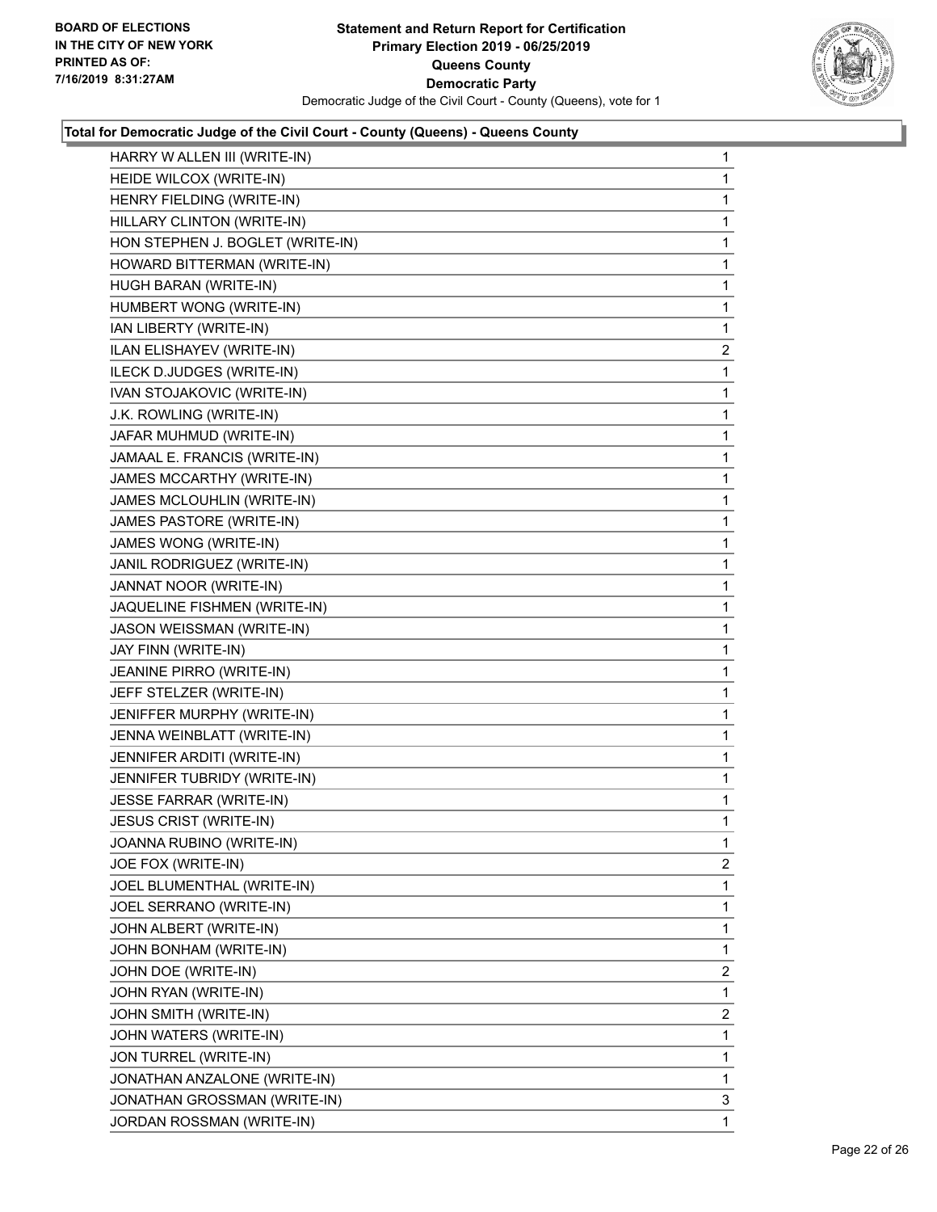**Statement and Return Report for Certification**
**Primary Election 2019 - 06/25/2019**
**Queens County**
**Democratic Party**
Democratic Judge of the Civil Court - County (Queens), vote for 1

BOARD OF ELECTIONS
IN THE CITY OF NEW YORK
PRINTED AS OF:
7/16/2019 8:31:27AM

### Total for Democratic Judge of the Civil Court - County (Queens) - Queens County

| | |
|---|---|
| HARRY W ALLEN III (WRITE-IN) | 1 |
| HEIDE WILCOX (WRITE-IN) | 1 |
| HENRY FIELDING (WRITE-IN) | 1 |
| HILLARY CLINTON (WRITE-IN) | 1 |
| HON STEPHEN J. BOGLET (WRITE-IN) | 1 |
| HOWARD BITTERMAN (WRITE-IN) | 1 |
| HUGH BARAN (WRITE-IN) | 1 |
| HUMBERT WONG (WRITE-IN) | 1 |
| IAN LIBERTY (WRITE-IN) | 1 |
| ILAN ELISHAYEV (WRITE-IN) | 2 |
| ILECK D.JUDGES (WRITE-IN) | 1 |
| IVAN STOJAKOVIC (WRITE-IN) | 1 |
| J.K. ROWLING (WRITE-IN) | 1 |
| JAFAR MUHMUD (WRITE-IN) | 1 |
| JAMAAL E. FRANCIS (WRITE-IN) | 1 |
| JAMES MCCARTHY (WRITE-IN) | 1 |
| JAMES MCLOUHLIN (WRITE-IN) | 1 |
| JAMES PASTORE (WRITE-IN) | 1 |
| JAMES WONG (WRITE-IN) | 1 |
| JANIL RODRIGUEZ (WRITE-IN) | 1 |
| JANNAT NOOR (WRITE-IN) | 1 |
| JAQUELINE FISHMEN (WRITE-IN) | 1 |
| JASON WEISSMAN (WRITE-IN) | 1 |
| JAY FINN (WRITE-IN) | 1 |
| JEANINE PIRRO (WRITE-IN) | 1 |
| JEFF STELZER (WRITE-IN) | 1 |
| JENIFFER MURPHY (WRITE-IN) | 1 |
| JENNA WEINBLATT (WRITE-IN) | 1 |
| JENNIFER ARDITI (WRITE-IN) | 1 |
| JENNIFER TUBRIDY (WRITE-IN) | 1 |
| JESSE FARRAR (WRITE-IN) | 1 |
| JESUS CRIST (WRITE-IN) | 1 |
| JOANNA RUBINO (WRITE-IN) | 1 |
| JOE FOX (WRITE-IN) | 2 |
| JOEL BLUMENTHAL (WRITE-IN) | 1 |
| JOEL SERRANO (WRITE-IN) | 1 |
| JOHN ALBERT (WRITE-IN) | 1 |
| JOHN BONHAM (WRITE-IN) | 1 |
| JOHN DOE (WRITE-IN) | 2 |
| JOHN RYAN (WRITE-IN) | 1 |
| JOHN SMITH (WRITE-IN) | 2 |
| JOHN WATERS (WRITE-IN) | 1 |
| JON TURREL (WRITE-IN) | 1 |
| JONATHAN ANZALONE (WRITE-IN) | 1 |
| JONATHAN GROSSMAN (WRITE-IN) | 3 |
| JORDAN ROSSMAN (WRITE-IN) | 1 |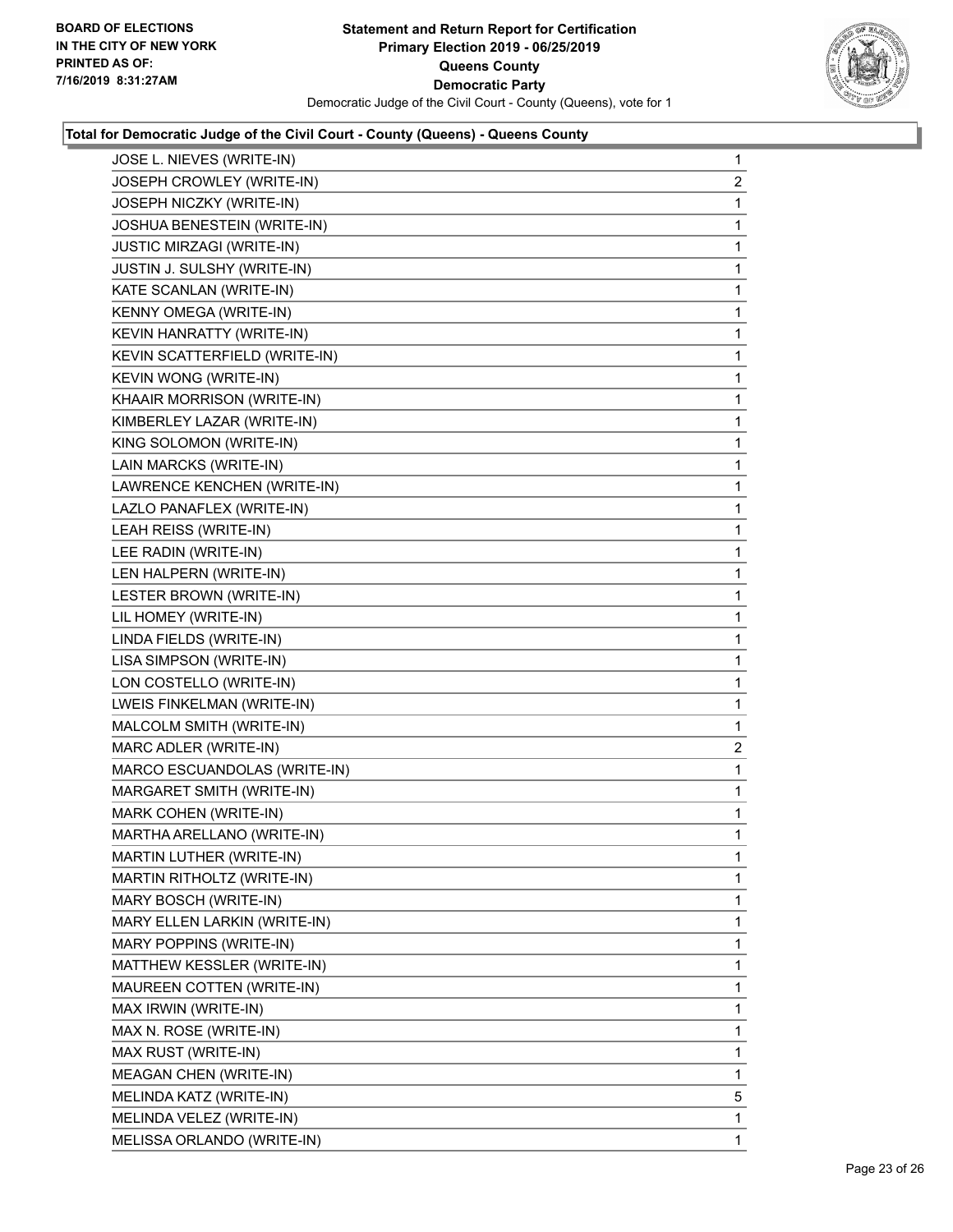BOARD OF ELECTIONS
IN THE CITY OF NEW YORK
PRINTED AS OF:
7/16/2019 8:31:27AM

**Statement and Return Report for Certification**
**Primary Election 2019 - 06/25/2019**
**Queens County**
**Democratic Party**
Democratic Judge of the Civil Court - County (Queens), vote for 1

**Total for Democratic Judge of the Civil Court - County (Queens) - Queens County**

| | |
|---|---|
| JOSE L. NIEVES (WRITE-IN) | 1 |
| JOSEPH CROWLEY (WRITE-IN) | 2 |
| JOSEPH NICZKY (WRITE-IN) | 1 |
| JOSHUA BENESTEIN (WRITE-IN) | 1 |
| JUSTIC MIRZAGI (WRITE-IN) | 1 |
| JUSTIN J. SULSHY (WRITE-IN) | 1 |
| KATE SCANLAN (WRITE-IN) | 1 |
| KENNY OMEGA (WRITE-IN) | 1 |
| KEVIN HANRATTY (WRITE-IN) | 1 |
| KEVIN SCATTERFIELD (WRITE-IN) | 1 |
| KEVIN WONG (WRITE-IN) | 1 |
| KHAAIR MORRISON (WRITE-IN) | 1 |
| KIMBERLEY LAZAR (WRITE-IN) | 1 |
| KING SOLOMON (WRITE-IN) | 1 |
| LAIN MARCKS (WRITE-IN) | 1 |
| LAWRENCE KENCHEN (WRITE-IN) | 1 |
| LAZLO PANAFLEX (WRITE-IN) | 1 |
| LEAH REISS (WRITE-IN) | 1 |
| LEE RADIN (WRITE-IN) | 1 |
| LEN HALPERN (WRITE-IN) | 1 |
| LESTER BROWN (WRITE-IN) | 1 |
| LIL HOMEY (WRITE-IN) | 1 |
| LINDA FIELDS (WRITE-IN) | 1 |
| LISA SIMPSON (WRITE-IN) | 1 |
| LON COSTELLO (WRITE-IN) | 1 |
| LWEIS FINKELMAN (WRITE-IN) | 1 |
| MALCOLM SMITH (WRITE-IN) | 1 |
| MARC ADLER (WRITE-IN) | 2 |
| MARCO ESCUANDOLAS (WRITE-IN) | 1 |
| MARGARET SMITH (WRITE-IN) | 1 |
| MARK COHEN (WRITE-IN) | 1 |
| MARTHA ARELLANO (WRITE-IN) | 1 |
| MARTIN LUTHER (WRITE-IN) | 1 |
| MARTIN RITHOLTZ (WRITE-IN) | 1 |
| MARY BOSCH (WRITE-IN) | 1 |
| MARY ELLEN LARKIN (WRITE-IN) | 1 |
| MARY POPPINS (WRITE-IN) | 1 |
| MATTHEW KESSLER (WRITE-IN) | 1 |
| MAUREEN COTTEN (WRITE-IN) | 1 |
| MAX IRWIN (WRITE-IN) | 1 |
| MAX N. ROSE (WRITE-IN) | 1 |
| MAX RUST (WRITE-IN) | 1 |
| MEAGAN CHEN (WRITE-IN) | 1 |
| MELINDA KATZ (WRITE-IN) | 5 |
| MELINDA VELEZ (WRITE-IN) | 1 |
| MELISSA ORLANDO (WRITE-IN) | 1 |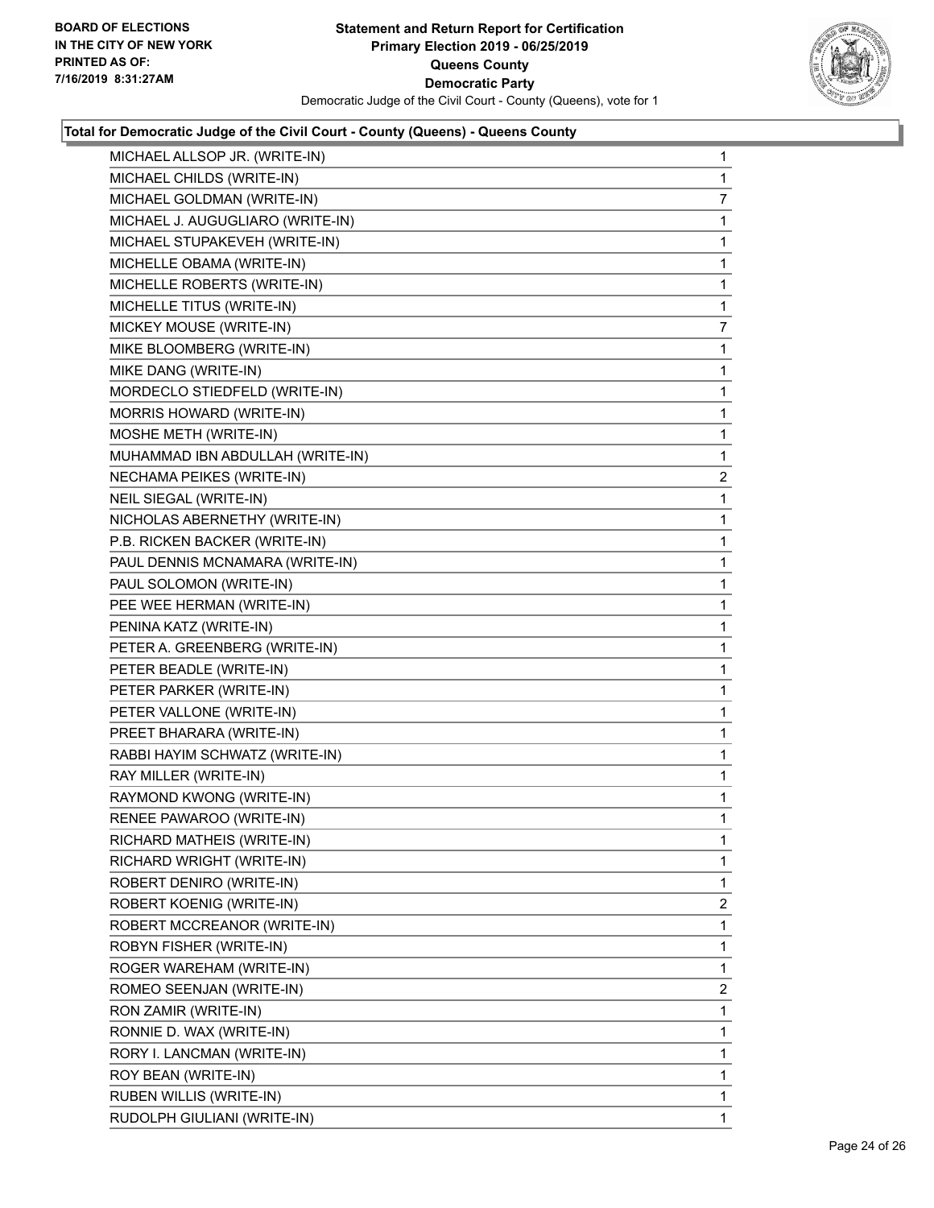**BOARD OF ELECTIONS IN THE CITY OF NEW YORK PRINTED AS OF: 7/16/2019 8:31:27AM**

# Statement and Return Report for Certification
## Primary Election 2019 - 06/25/2019
## Queens County
## Democratic Party
Democratic Judge of the Civil Court - County (Queens), vote for 1

### Total for Democratic Judge of the Civil Court - County (Queens) - Queens County

| | |
|---|---|
| MICHAEL ALLSOP JR. (WRITE-IN) | 1 |
| MICHAEL CHILDS (WRITE-IN) | 1 |
| MICHAEL GOLDMAN (WRITE-IN) | 7 |
| MICHAEL J. AUGUGLIARO (WRITE-IN) | 1 |
| MICHAEL STUPAKEVEH (WRITE-IN) | 1 |
| MICHELLE OBAMA (WRITE-IN) | 1 |
| MICHELLE ROBERTS (WRITE-IN) | 1 |
| MICHELLE TITUS (WRITE-IN) | 1 |
| MICKEY MOUSE (WRITE-IN) | 7 |
| MIKE BLOOMBERG (WRITE-IN) | 1 |
| MIKE DANG (WRITE-IN) | 1 |
| MORDECLO STIEDFELD (WRITE-IN) | 1 |
| MORRIS HOWARD (WRITE-IN) | 1 |
| MOSHE METH (WRITE-IN) | 1 |
| MUHAMMAD IBN ABDULLAH (WRITE-IN) | 1 |
| NECHAMA PEIKES (WRITE-IN) | 2 |
| NEIL SIEGAL (WRITE-IN) | 1 |
| NICHOLAS ABERNETHY (WRITE-IN) | 1 |
| P.B. RICKEN BACKER (WRITE-IN) | 1 |
| PAUL DENNIS MCNAMARA (WRITE-IN) | 1 |
| PAUL SOLOMON (WRITE-IN) | 1 |
| PEE WEE HERMAN (WRITE-IN) | 1 |
| PENINA KATZ (WRITE-IN) | 1 |
| PETER A. GREENBERG (WRITE-IN) | 1 |
| PETER BEADLE (WRITE-IN) | 1 |
| PETER PARKER (WRITE-IN) | 1 |
| PETER VALLONE (WRITE-IN) | 1 |
| PREET BHARARA (WRITE-IN) | 1 |
| RABBI HAYIM SCHWATZ (WRITE-IN) | 1 |
| RAY MILLER (WRITE-IN) | 1 |
| RAYMOND KWONG (WRITE-IN) | 1 |
| RENEE PAWAROO (WRITE-IN) | 1 |
| RICHARD MATHEIS (WRITE-IN) | 1 |
| RICHARD WRIGHT (WRITE-IN) | 1 |
| ROBERT DENIRO (WRITE-IN) | 1 |
| ROBERT KOENIG (WRITE-IN) | 2 |
| ROBERT MCCREANOR (WRITE-IN) | 1 |
| ROBYN FISHER (WRITE-IN) | 1 |
| ROGER WAREHAM (WRITE-IN) | 1 |
| ROMEO SEENJAN (WRITE-IN) | 2 |
| RON ZAMIR (WRITE-IN) | 1 |
| RONNIE D. WAX (WRITE-IN) | 1 |
| RORY I. LANCMAN (WRITE-IN) | 1 |
| ROY BEAN (WRITE-IN) | 1 |
| RUBEN WILLIS (WRITE-IN) | 1 |
| RUDOLPH GIULIANI (WRITE-IN) | 1 |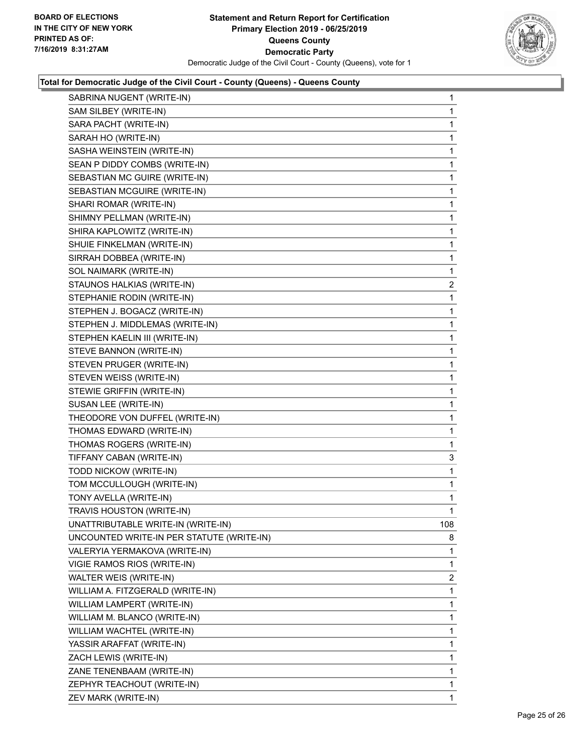**Total for Democratic Judge of the Civil Court - County (Queens) - Queens County**

| | |
|---|---|
| SABRINA NUGENT (WRITE-IN) | 1 |
| SAM SILBEY (WRITE-IN) | 1 |
| SARA PACHT (WRITE-IN) | 1 |
| SARAH HO (WRITE-IN) | 1 |
| SASHA WEINSTEIN (WRITE-IN) | 1 |
| SEAN P DIDDY COMBS (WRITE-IN) | 1 |
| SEBASTIAN MC GUIRE (WRITE-IN) | 1 |
| SEBASTIAN MCGUIRE (WRITE-IN) | 1 |
| SHARI ROMAR (WRITE-IN) | 1 |
| SHIMNY PELLMAN (WRITE-IN) | 1 |
| SHIRA KAPLOWITZ (WRITE-IN) | 1 |
| SHUIE FINKELMAN (WRITE-IN) | 1 |
| SIRRAH DOBBEA (WRITE-IN) | 1 |
| SOL NAIMARK (WRITE-IN) | 1 |
| STAUNOS HALKIAS (WRITE-IN) | 2 |
| STEPHANIE RODIN (WRITE-IN) | 1 |
| STEPHEN J. BOGACZ (WRITE-IN) | 1 |
| STEPHEN J. MIDDLEMAS (WRITE-IN) | 1 |
| STEPHEN KAELIN III (WRITE-IN) | 1 |
| STEVE BANNON (WRITE-IN) | 1 |
| STEVEN PRUGER (WRITE-IN) | 1 |
| STEVEN WEISS (WRITE-IN) | 1 |
| STEWIE GRIFFIN (WRITE-IN) | 1 |
| SUSAN LEE (WRITE-IN) | 1 |
| THEODORE VON DUFFEL (WRITE-IN) | 1 |
| THOMAS EDWARD (WRITE-IN) | 1 |
| THOMAS ROGERS (WRITE-IN) | 1 |
| TIFFANY CABAN (WRITE-IN) | 3 |
| TODD NICKOW (WRITE-IN) | 1 |
| TOM MCCULLOUGH (WRITE-IN) | 1 |
| TONY AVELLA (WRITE-IN) | 1 |
| TRAVIS HOUSTON (WRITE-IN) | 1 |
| UNATTRIBUTABLE WRITE-IN (WRITE-IN) | 108 |
| UNCOUNTED WRITE-IN PER STATUTE (WRITE-IN) | 8 |
| VALERYIA YERMAKOVA (WRITE-IN) | 1 |
| VIGIE RAMOS RIOS (WRITE-IN) | 1 |
| WALTER WEIS (WRITE-IN) | 2 |
| WILLIAM A. FITZGERALD (WRITE-IN) | 1 |
| WILLIAM LAMPERT (WRITE-IN) | 1 |
| WILLIAM M. BLANCO (WRITE-IN) | 1 |
| WILLIAM WACHTEL (WRITE-IN) | 1 |
| YASSIR ARAFFAT (WRITE-IN) | 1 |
| ZACH LEWIS (WRITE-IN) | 1 |
| ZANE TENENBAAM (WRITE-IN) | 1 |
| ZEPHYR TEACHOUT (WRITE-IN) | 1 |
| ZEV MARK (WRITE-IN) | 1 |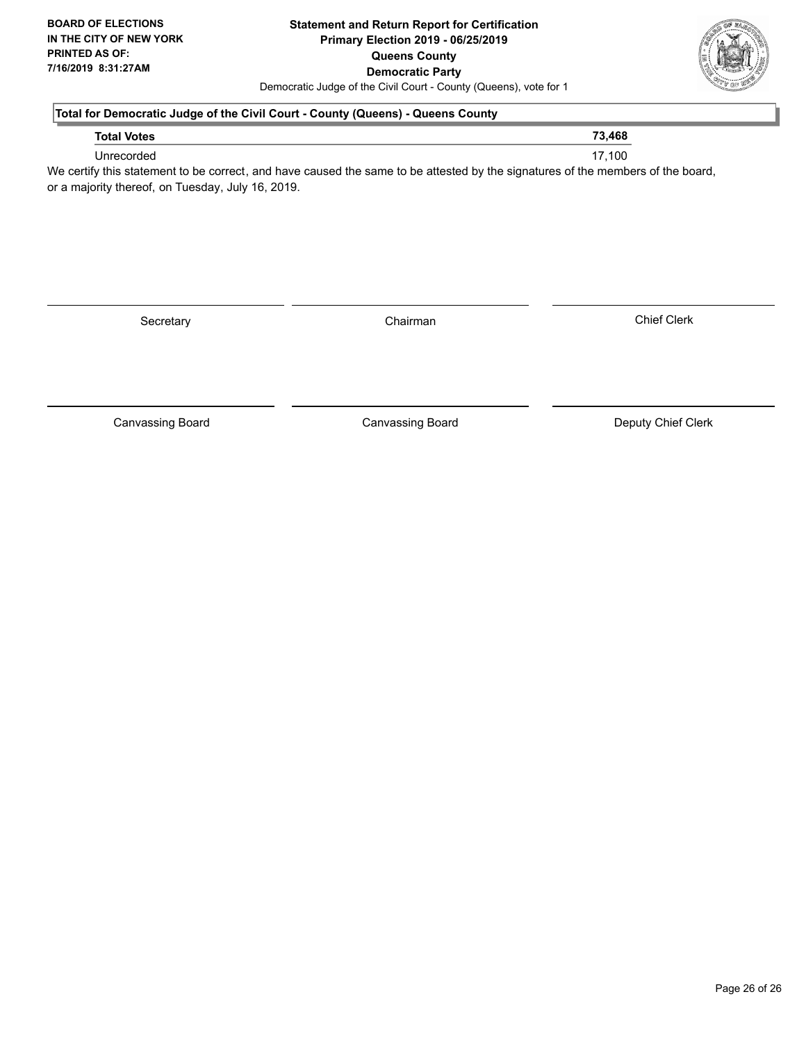**BOARD OF ELECTIONS IN THE CITY OF NEW YORK PRINTED AS OF: 7/16/2019 8:31:27AM**

**Statement and Return Report for Certification**
**Primary Election 2019 - 06/25/2019**
**Queens County**
**Democratic Party**
Democratic Judge of the Civil Court - County (Queens), vote for 1

### Total for Democratic Judge of the Civil Court - County (Queens) - Queens County

| | |
|---|---|
| **Total Votes** | **73,468** |
| Unrecorded | 17,100 |

We certify this statement to be correct, and have caused the same to be attested by the signatures of the members of the board, or a majority thereof, on Tuesday, July 16, 2019.

Secretary

Chairman

Chief Clerk

Canvassing Board

Canvassing Board

Deputy Chief Clerk